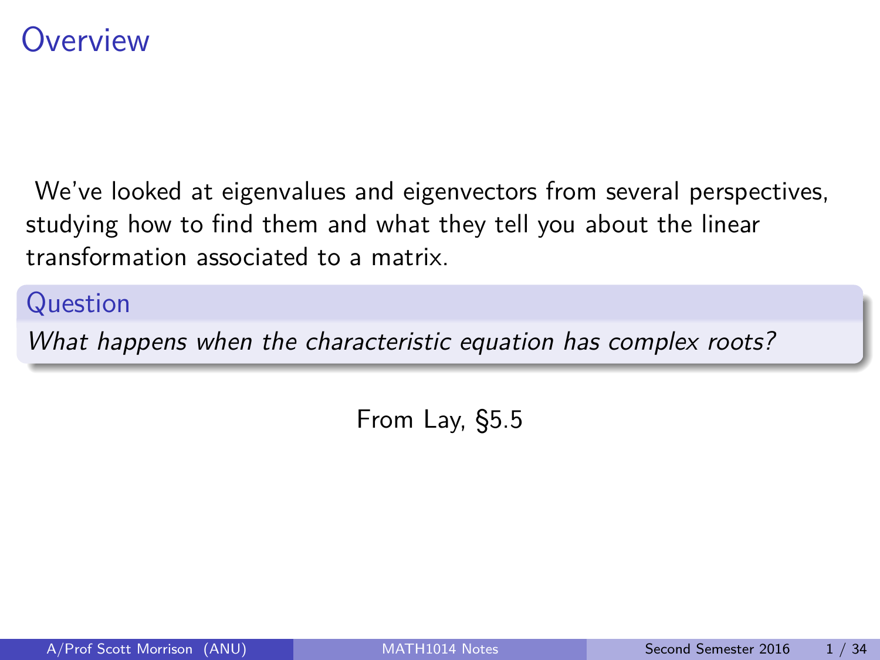# Overview

We've looked at eigenvalues and eigenvectors from several perspectives, studying how to find them and what they tell you about the linear transformation associated to a matrix.

**Question**

*What happens when the characteristic equation has complex roots?*

From Lay, §5.5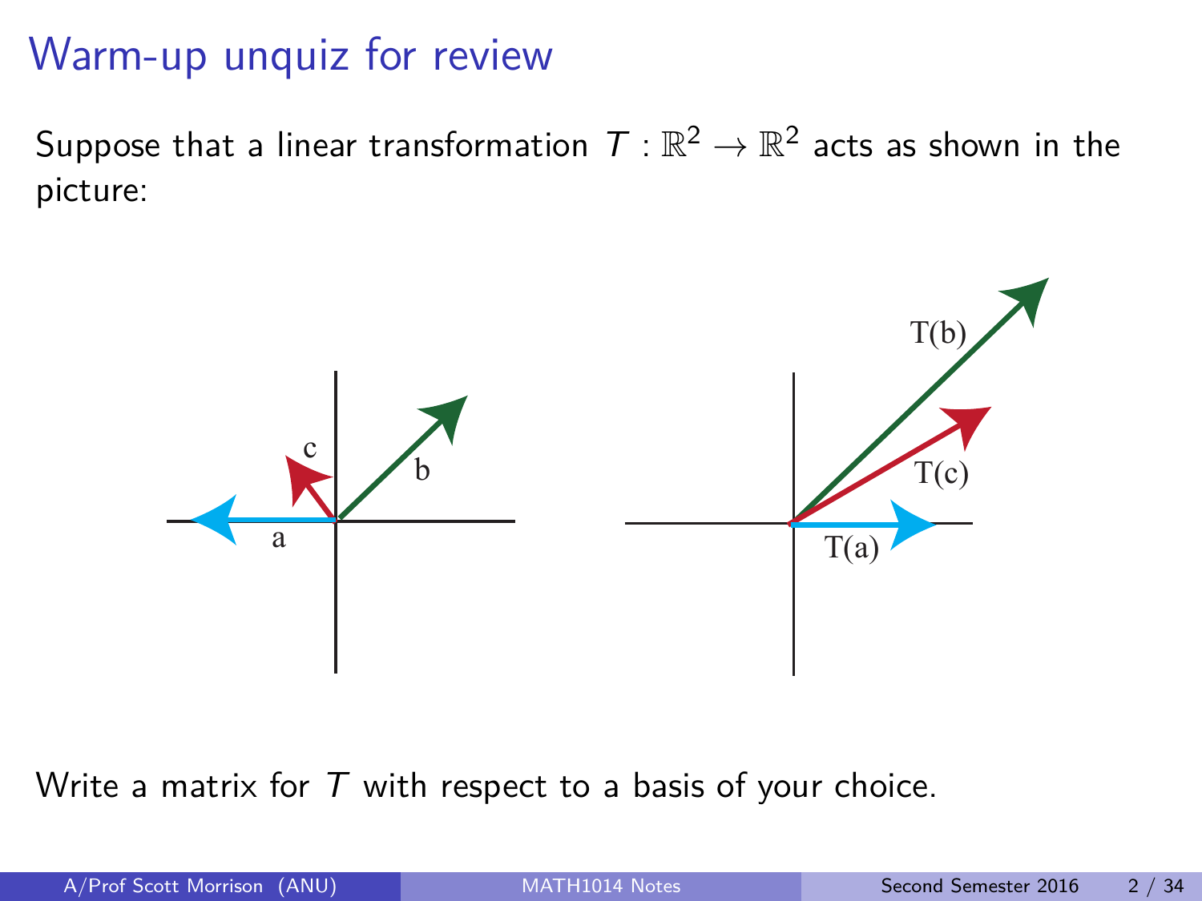# Warm-up unquiz for review

Suppose that a linear transformation $T : \mathbb{R}^2 \to \mathbb{R}^2$ acts as shown in the picture:

Write a matrix for $T$ with respect to a basis of your choice.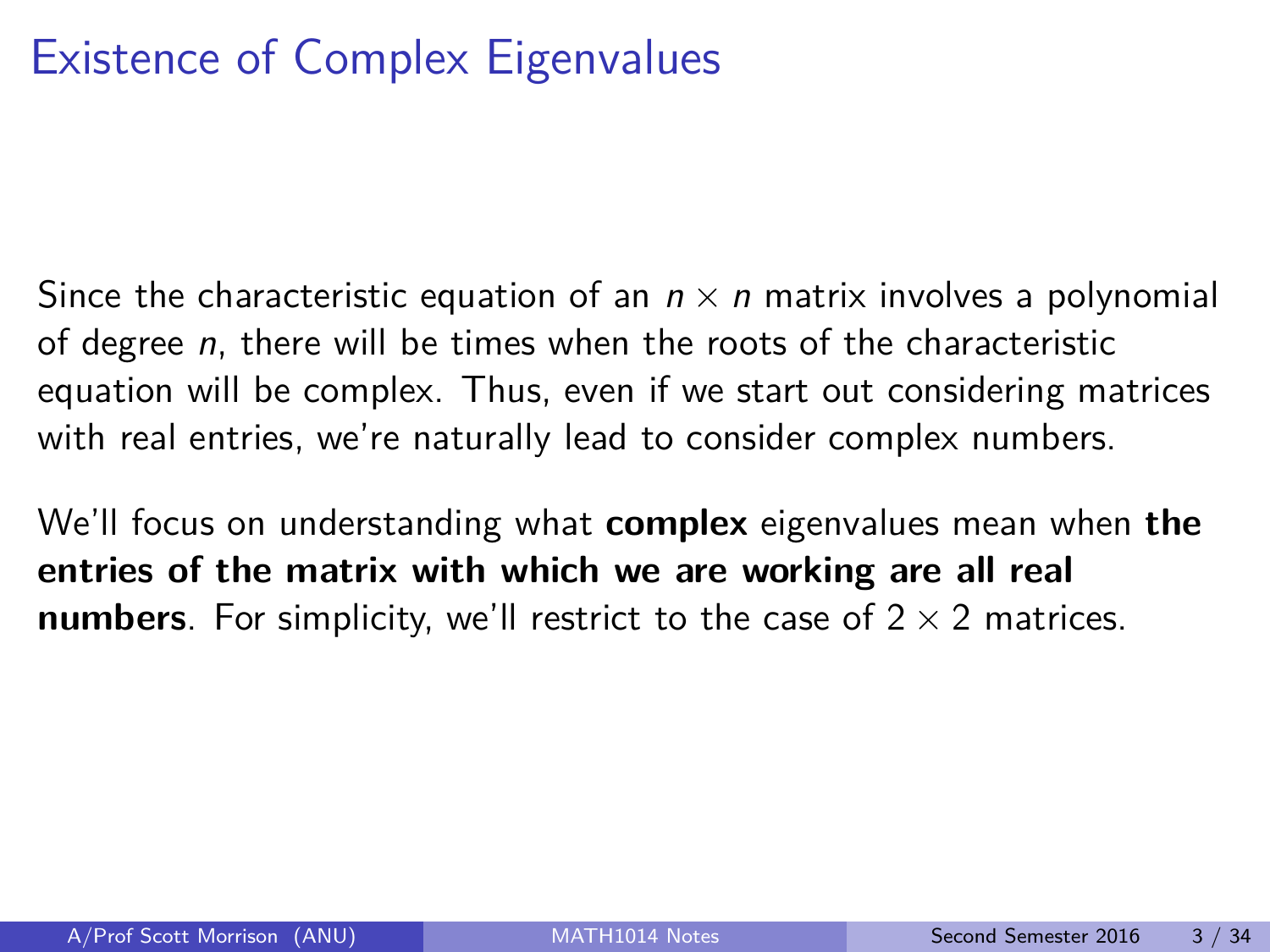# Existence of Complex Eigenvalues

Since the characteristic equation of an $n \times n$ matrix involves a polynomial of degree $n$, there will be times when the roots of the characteristic equation will be complex. Thus, even if we start out considering matrices with real entries, we're naturally lead to consider complex numbers.

We'll focus on understanding what **complex** eigenvalues mean when **the entries of the matrix with which we are working are all real numbers**. For simplicity, we'll restrict to the case of $2 \times 2$ matrices.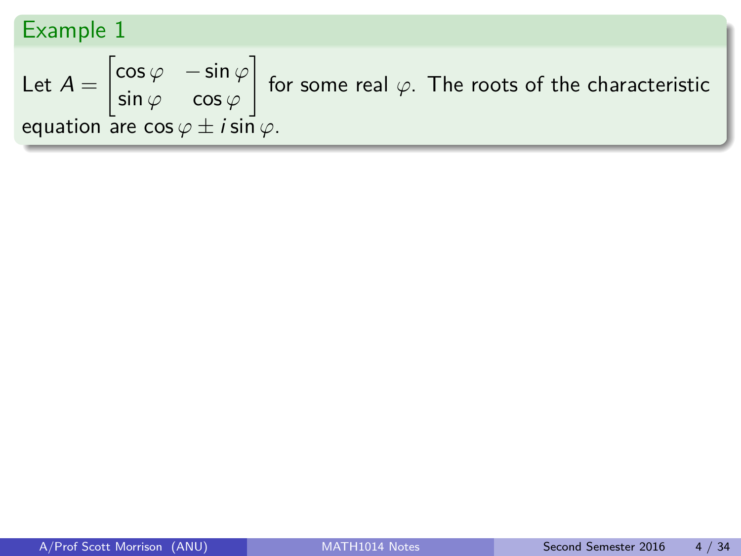### Example 1

Let $A = \begin{bmatrix} \cos\varphi & -\sin\varphi \\ \sin\varphi & \cos\varphi \end{bmatrix}$ for some real $\varphi$. The roots of the characteristic equation are $\cos\varphi \pm i\sin\varphi$.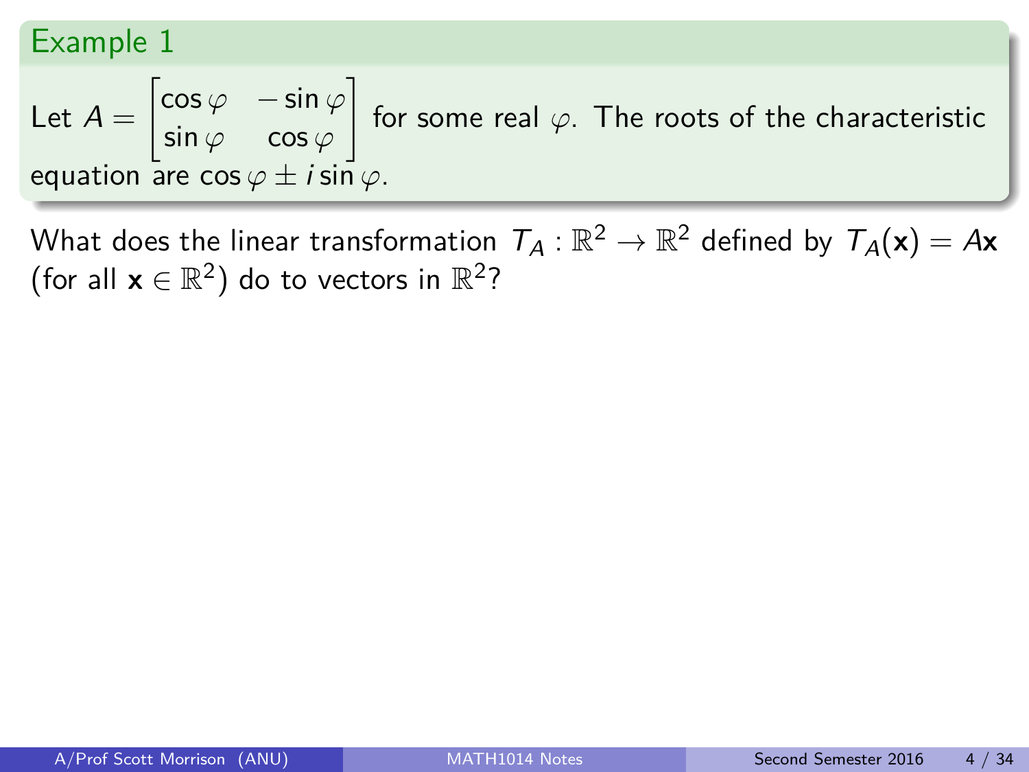### Example 1

Let $A = \begin{bmatrix} \cos\varphi & -\sin\varphi \\ \sin\varphi & \cos\varphi \end{bmatrix}$ for some real $\varphi$. The roots of the characteristic equation are $\cos\varphi \pm i\sin\varphi$.

What does the linear transformation $T_A : \mathbb{R}^2 \to \mathbb{R}^2$ defined by $T_A(\mathbf{x}) = A\mathbf{x}$ (for all $\mathbf{x} \in \mathbb{R}^2$) do to vectors in $\mathbb{R}^2$?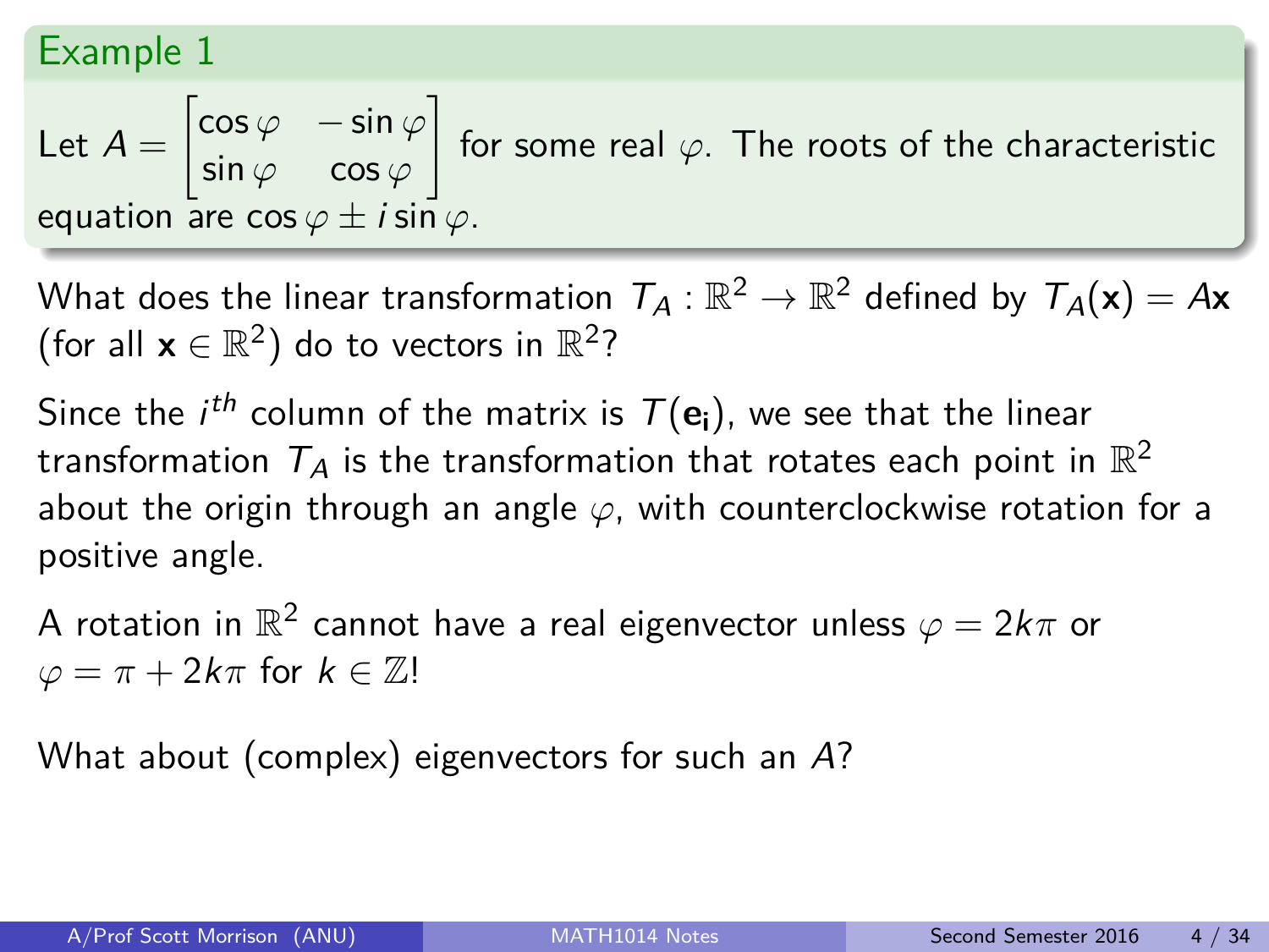## Example 1

Let $A = \begin{bmatrix} \cos\varphi & -\sin\varphi \\ \sin\varphi & \cos\varphi \end{bmatrix}$ for some real $\varphi$. The roots of the characteristic equation are $\cos\varphi \pm i\sin\varphi$.

What does the linear transformation $T_A : \mathbb{R}^2 \to \mathbb{R}^2$ defined by $T_A(\mathbf{x}) = A\mathbf{x}$ (for all $\mathbf{x} \in \mathbb{R}^2$) do to vectors in $\mathbb{R}^2$?

Since the $i^{th}$ column of the matrix is $T(\mathbf{e_i})$, we see that the linear transformation $T_A$ is the transformation that rotates each point in $\mathbb{R}^2$ about the origin through an angle $\varphi$, with counterclockwise rotation for a positive angle.

A rotation in $\mathbb{R}^2$ cannot have a real eigenvector unless $\varphi = 2k\pi$ or $\varphi = \pi + 2k\pi$ for $k \in \mathbb{Z}$!

What about (complex) eigenvectors for such an $A$?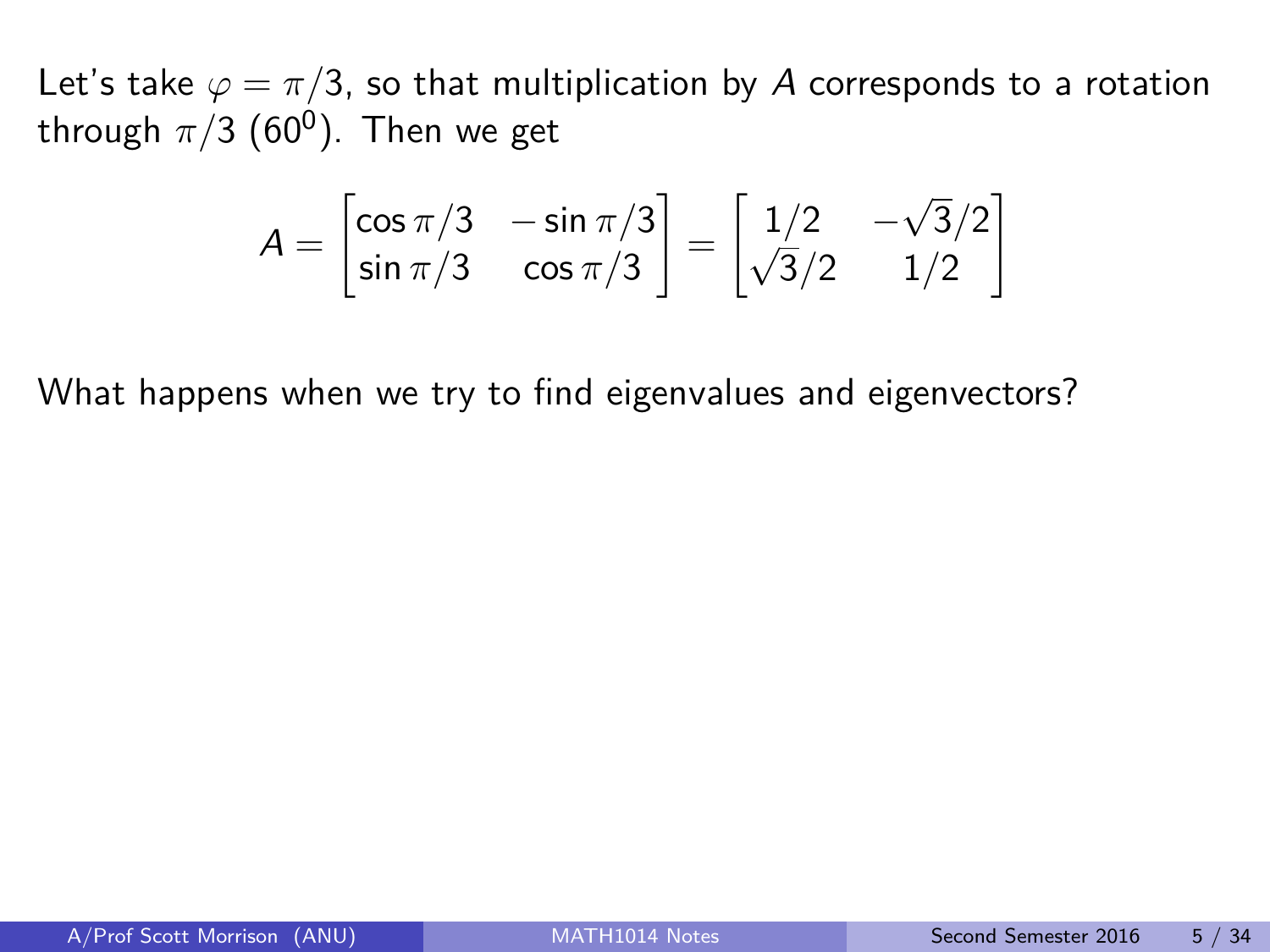Let's take $\varphi = \pi/3$, so that multiplication by $A$ corresponds to a rotation through $\pi/3$ ($60^0$). Then we get

$$A = \begin{bmatrix} \cos \pi/3 & -\sin \pi/3 \\ \sin \pi/3 & \cos \pi/3 \end{bmatrix} = \begin{bmatrix} 1/2 & -\sqrt{3}/2 \\ \sqrt{3}/2 & 1/2 \end{bmatrix}$$

What happens when we try to find eigenvalues and eigenvectors?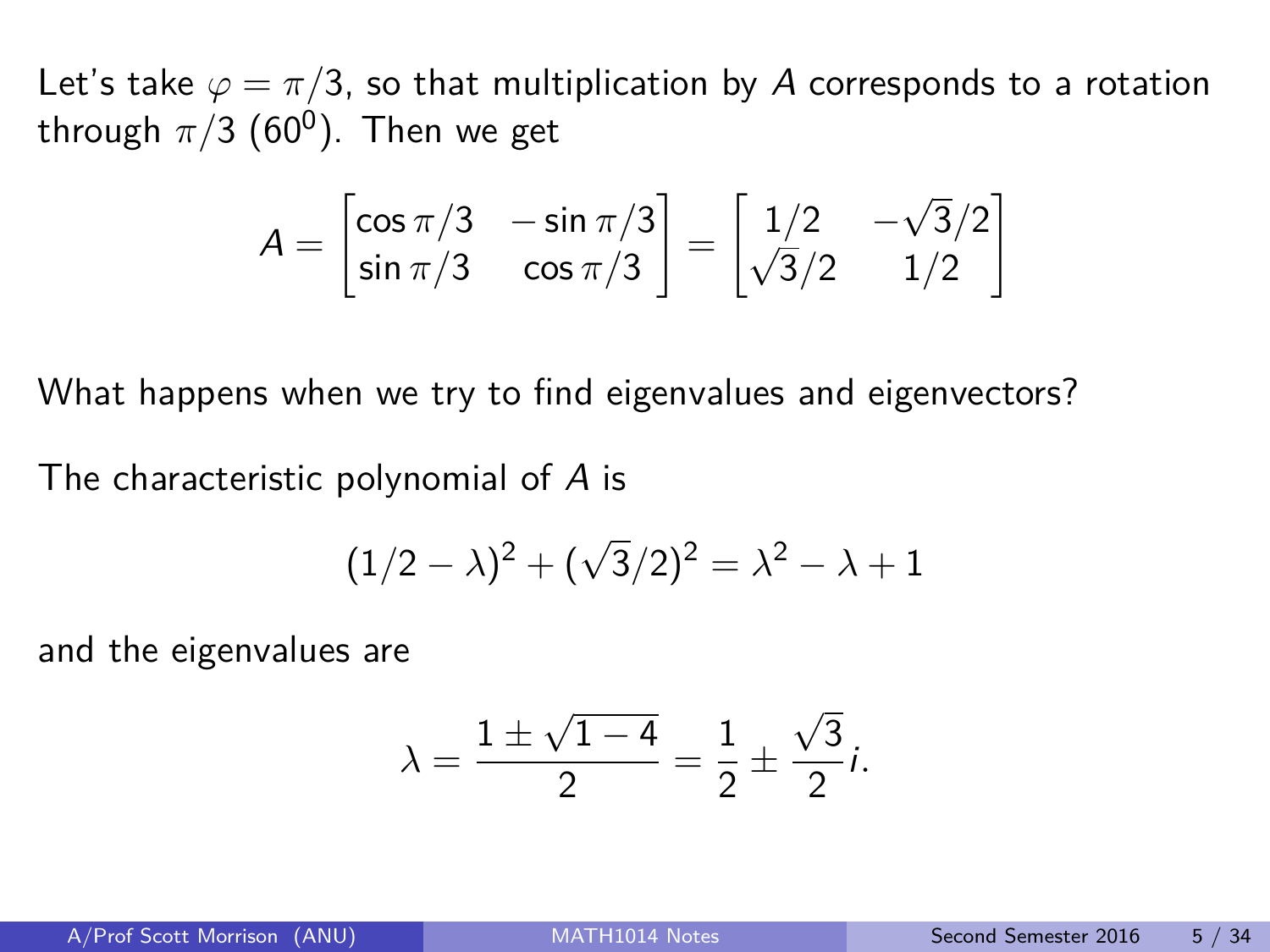Let's take $\varphi = \pi/3$, so that multiplication by $A$ corresponds to a rotation through $\pi/3$ ($60^0$). Then we get

$$A = \begin{bmatrix} \cos \pi/3 & -\sin \pi/3 \\ \sin \pi/3 & \cos \pi/3 \end{bmatrix} = \begin{bmatrix} 1/2 & -\sqrt{3}/2 \\ \sqrt{3}/2 & 1/2 \end{bmatrix}$$

What happens when we try to find eigenvalues and eigenvectors?

The characteristic polynomial of $A$ is

$$(1/2 - \lambda)^2 + (\sqrt{3}/2)^2 = \lambda^2 - \lambda + 1$$

and the eigenvalues are

$$\lambda = \frac{1 \pm \sqrt{1-4}}{2} = \frac{1}{2} \pm \frac{\sqrt{3}}{2} i.$$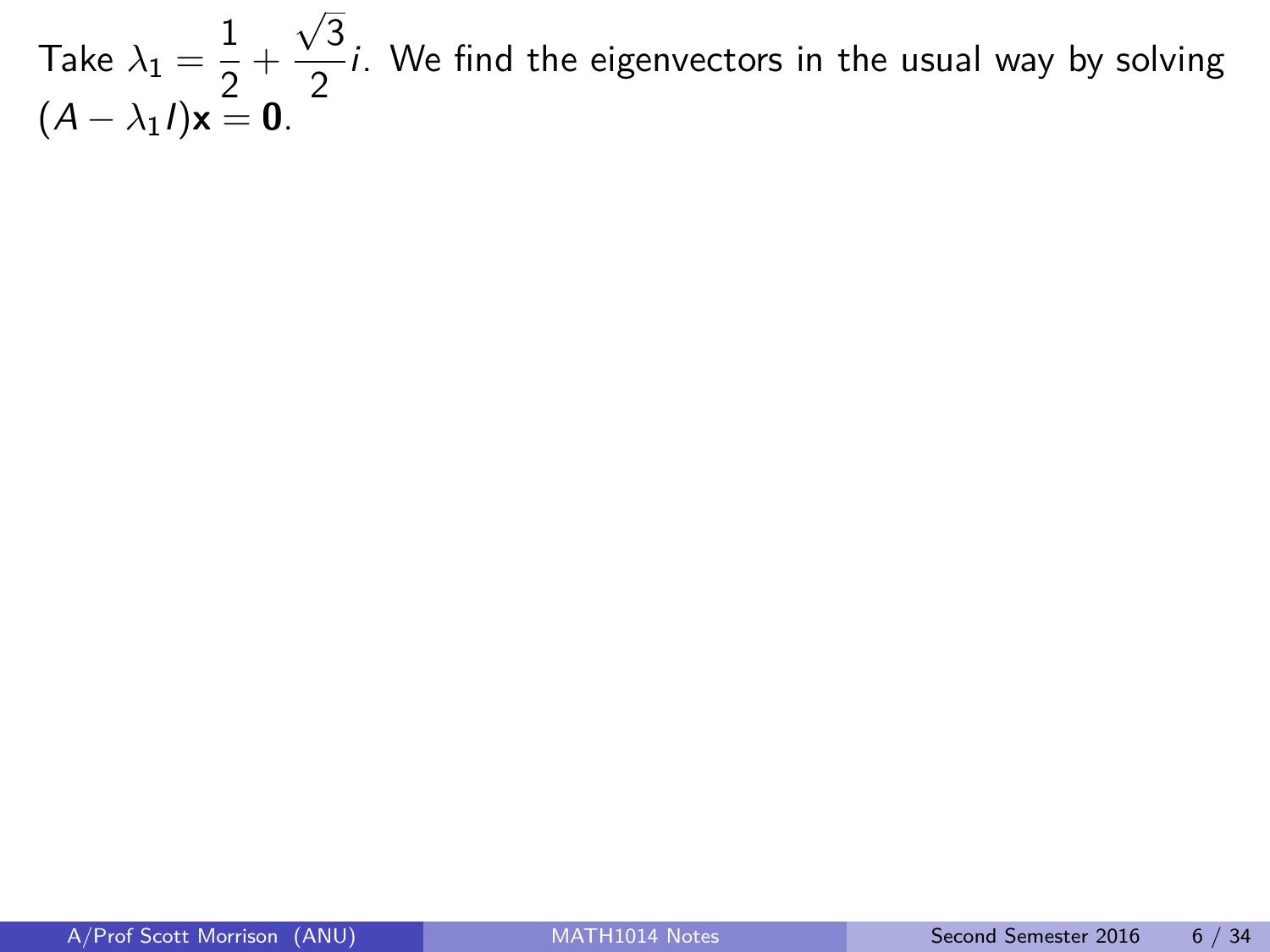Take $\lambda_1 = \frac{1}{2} + \frac{\sqrt{3}}{2}i$. We find the eigenvectors in the usual way by solving $(A - \lambda_1 I)\mathbf{x} = \mathbf{0}$.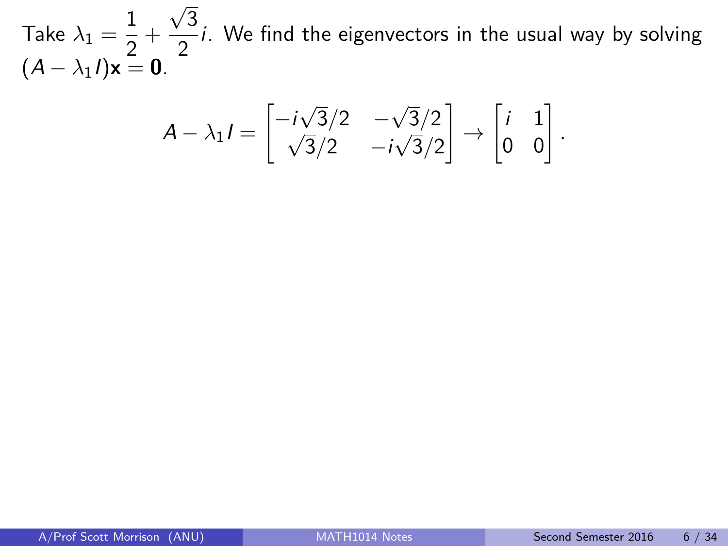Take $\lambda_1 = \dfrac{1}{2} + \dfrac{\sqrt{3}}{2}i$. We find the eigenvectors in the usual way by solving $(A - \lambda_1 I)\mathbf{x} = \mathbf{0}$.

$$A - \lambda_1 I = \begin{bmatrix} -i\sqrt{3}/2 & -\sqrt{3}/2 \\ \sqrt{3}/2 & -i\sqrt{3}/2 \end{bmatrix} \to \begin{bmatrix} i & 1 \\ 0 & 0 \end{bmatrix}.$$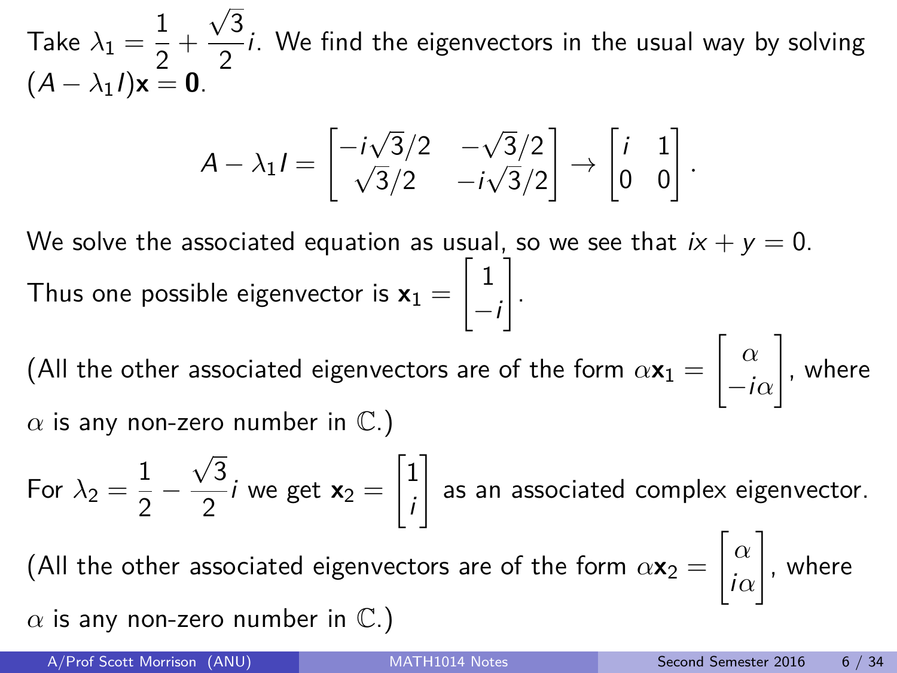Take $\lambda_1 = \frac{1}{2} + \frac{\sqrt{3}}{2}i$. We find the eigenvectors in the usual way by solving $(A - \lambda_1 I)\mathbf{x} = \mathbf{0}$.

$$A - \lambda_1 I = \begin{bmatrix} -i\sqrt{3}/2 & -\sqrt{3}/2 \\ \sqrt{3}/2 & -i\sqrt{3}/2 \end{bmatrix} \rightarrow \begin{bmatrix} i & 1 \\ 0 & 0 \end{bmatrix}.$$

We solve the associated equation as usual, so we see that $ix + y = 0$.

Thus one possible eigenvector is $\mathbf{x}_1 = \begin{bmatrix} 1 \\ -i \end{bmatrix}$.

(All the other associated eigenvectors are of the form $\alpha \mathbf{x}_1 = \begin{bmatrix} \alpha \\ -i\alpha \end{bmatrix}$, where $\alpha$ is any non-zero number in $\mathbb{C}$.)

For $\lambda_2 = \frac{1}{2} - \frac{\sqrt{3}}{2}i$ we get $\mathbf{x}_2 = \begin{bmatrix} 1 \\ i \end{bmatrix}$ as an associated complex eigenvector.

(All the other associated eigenvectors are of the form $\alpha \mathbf{x}_2 = \begin{bmatrix} \alpha \\ i\alpha \end{bmatrix}$, where $\alpha$ is any non-zero number in $\mathbb{C}$.)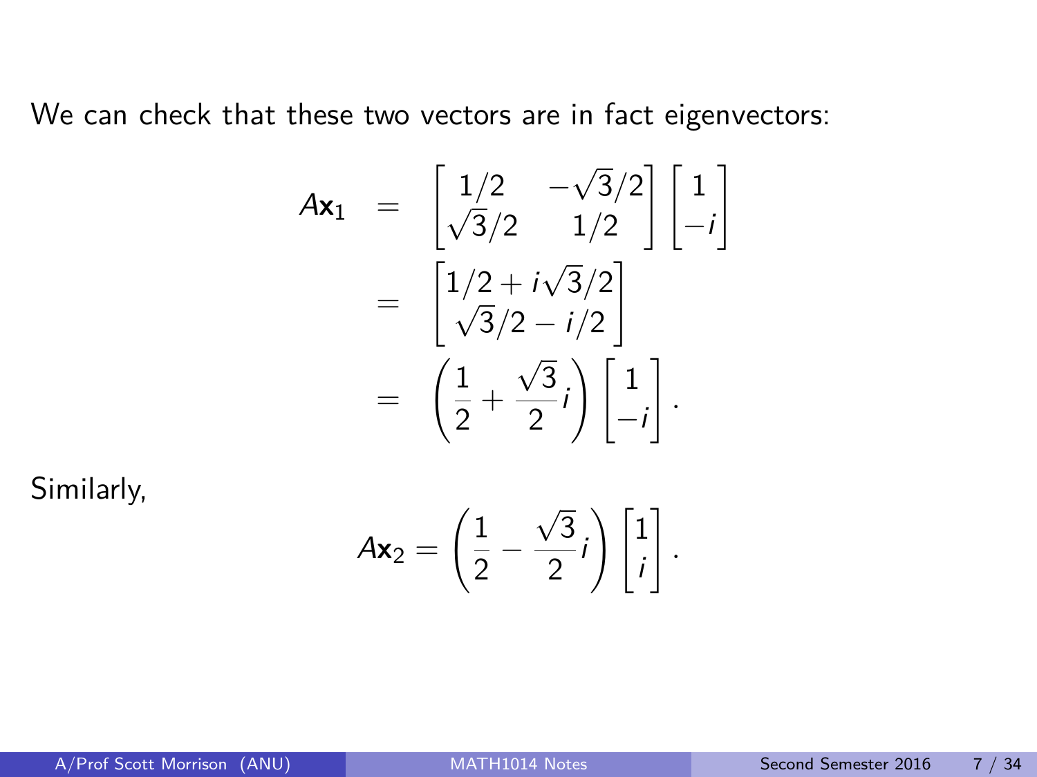We can check that these two vectors are in fact eigenvectors:

$$
\begin{aligned}
A\mathbf{x}_1 &= \begin{bmatrix} 1/2 & -\sqrt{3}/2 \\ \sqrt{3}/2 & 1/2 \end{bmatrix} \begin{bmatrix} 1 \\ -i \end{bmatrix} \\
&= \begin{bmatrix} 1/2 + i\sqrt{3}/2 \\ \sqrt{3}/2 - i/2 \end{bmatrix} \\
&= \left( \frac{1}{2} + \frac{\sqrt{3}}{2} i \right) \begin{bmatrix} 1 \\ -i \end{bmatrix}.
\end{aligned}
$$

Similarly,

$$
A\mathbf{x}_2 = \left( \frac{1}{2} - \frac{\sqrt{3}}{2} i \right) \begin{bmatrix} 1 \\ i \end{bmatrix}.
$$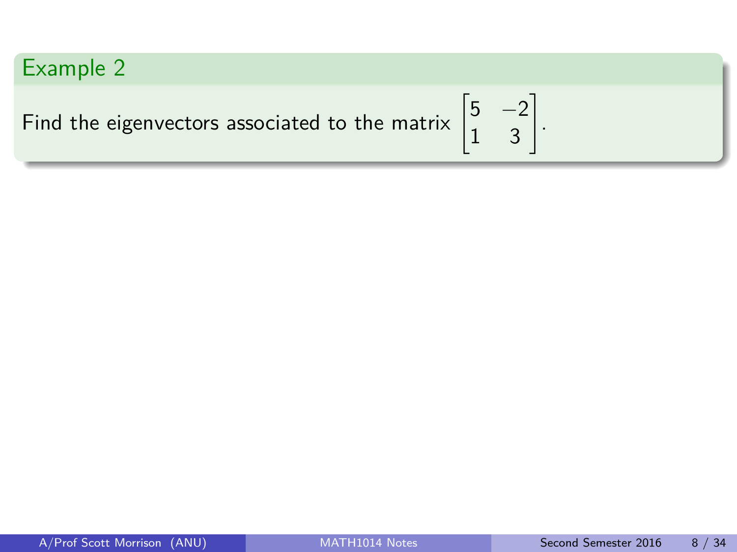### Example 2

Find the eigenvectors associated to the matrix $\begin{bmatrix} 5 & -2 \\ 1 & 3 \end{bmatrix}$.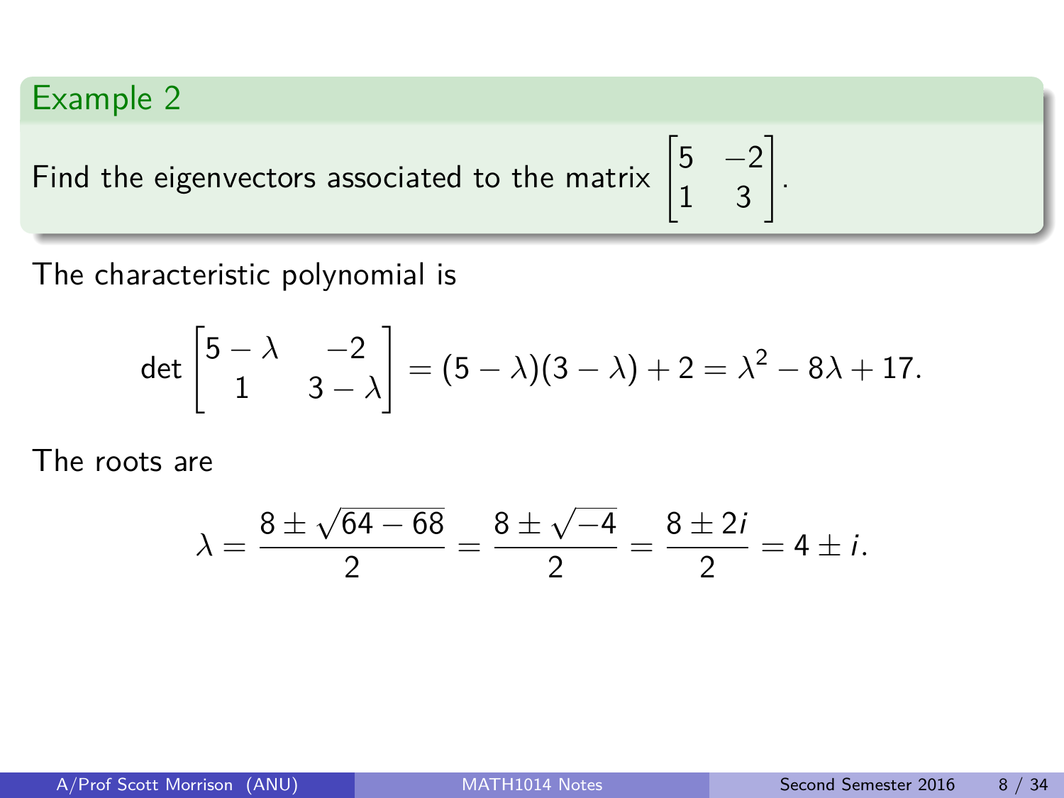### Example 2

Find the eigenvectors associated to the matrix $\begin{bmatrix} 5 & -2 \\ 1 & 3 \end{bmatrix}$.

The characteristic polynomial is

$$\det \begin{bmatrix} 5-\lambda & -2 \\ 1 & 3-\lambda \end{bmatrix} = (5-\lambda)(3-\lambda) + 2 = \lambda^2 - 8\lambda + 17.$$

The roots are

$$\lambda = \frac{8 \pm \sqrt{64-68}}{2} = \frac{8 \pm \sqrt{-4}}{2} = \frac{8 \pm 2i}{2} = 4 \pm i.$$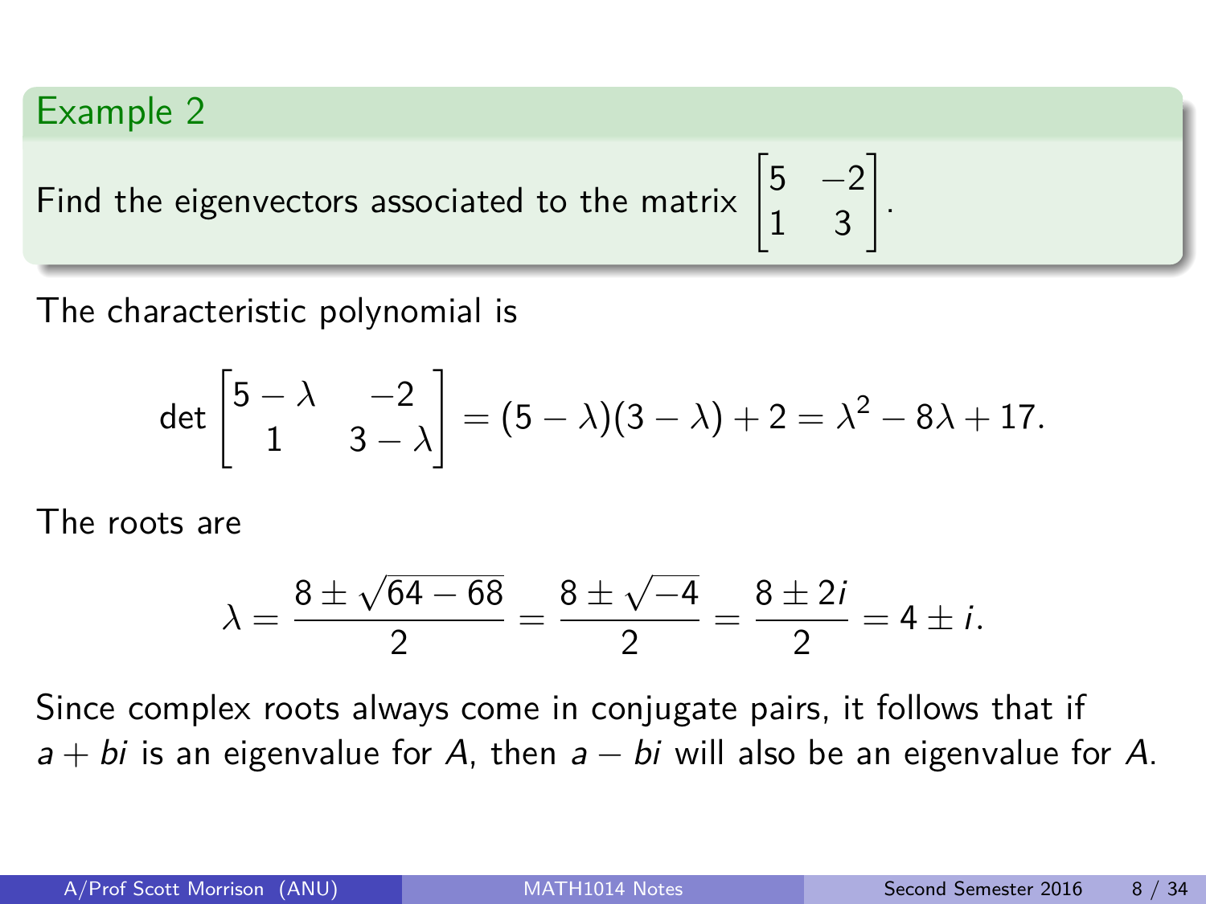## Example 2

Find the eigenvectors associated to the matrix $\begin{bmatrix} 5 & -2 \\ 1 & 3 \end{bmatrix}$.

The characteristic polynomial is

$$\det \begin{bmatrix} 5-\lambda & -2 \\ 1 & 3-\lambda \end{bmatrix} = (5-\lambda)(3-\lambda) + 2 = \lambda^2 - 8\lambda + 17.$$

The roots are

$$\lambda = \frac{8 \pm \sqrt{64-68}}{2} = \frac{8 \pm \sqrt{-4}}{2} = \frac{8 \pm 2i}{2} = 4 \pm i.$$

Since complex roots always come in conjugate pairs, it follows that if $a + bi$ is an eigenvalue for $A$, then $a - bi$ will also be an eigenvalue for $A$.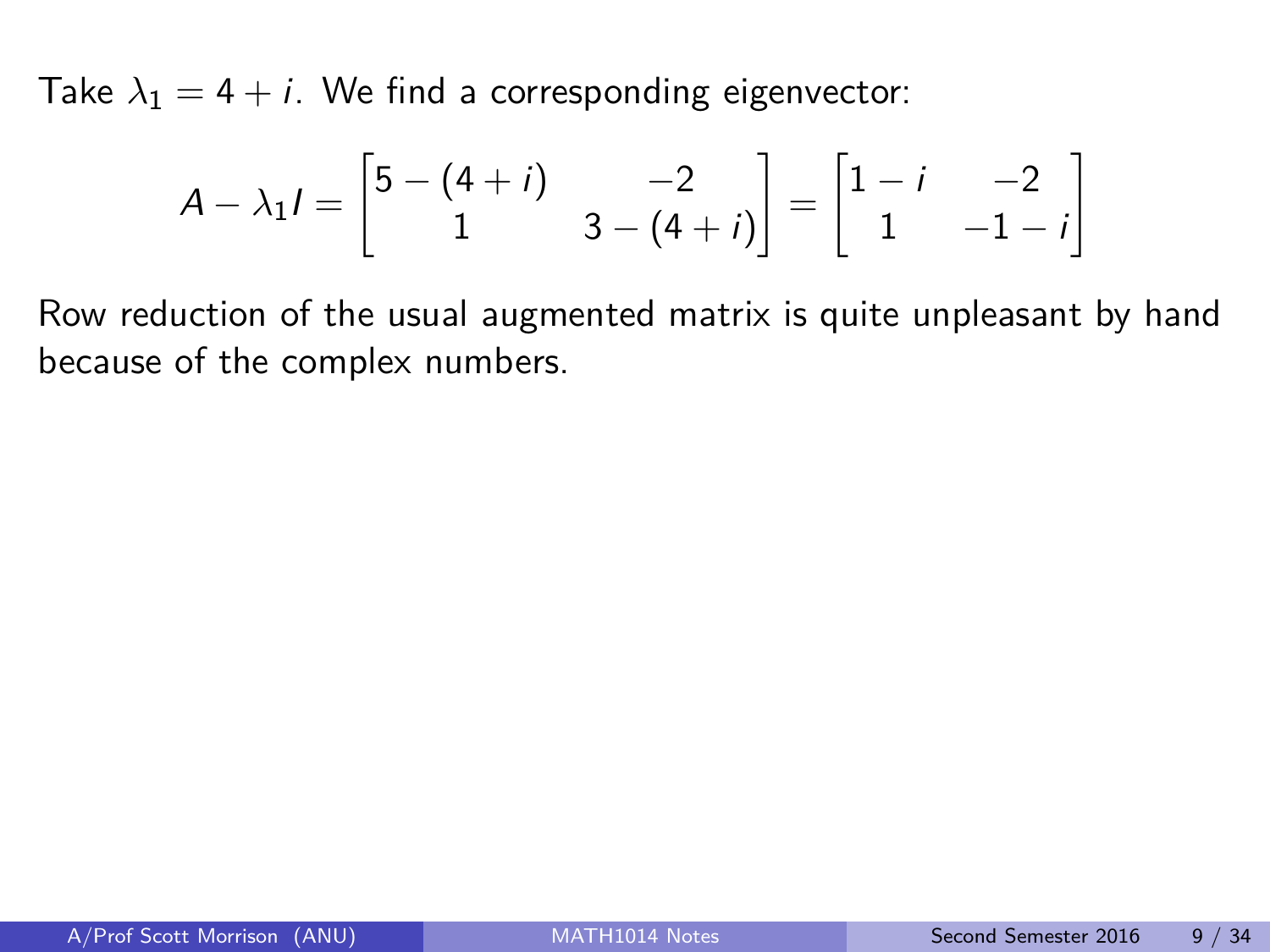Take $\lambda_1 = 4 + i$. We find a corresponding eigenvector:

$$A - \lambda_1 I = \begin{bmatrix} 5 - (4+i) & -2 \\ 1 & 3 - (4+i) \end{bmatrix} = \begin{bmatrix} 1 - i & -2 \\ 1 & -1 - i \end{bmatrix}$$

Row reduction of the usual augmented matrix is quite unpleasant by hand because of the complex numbers.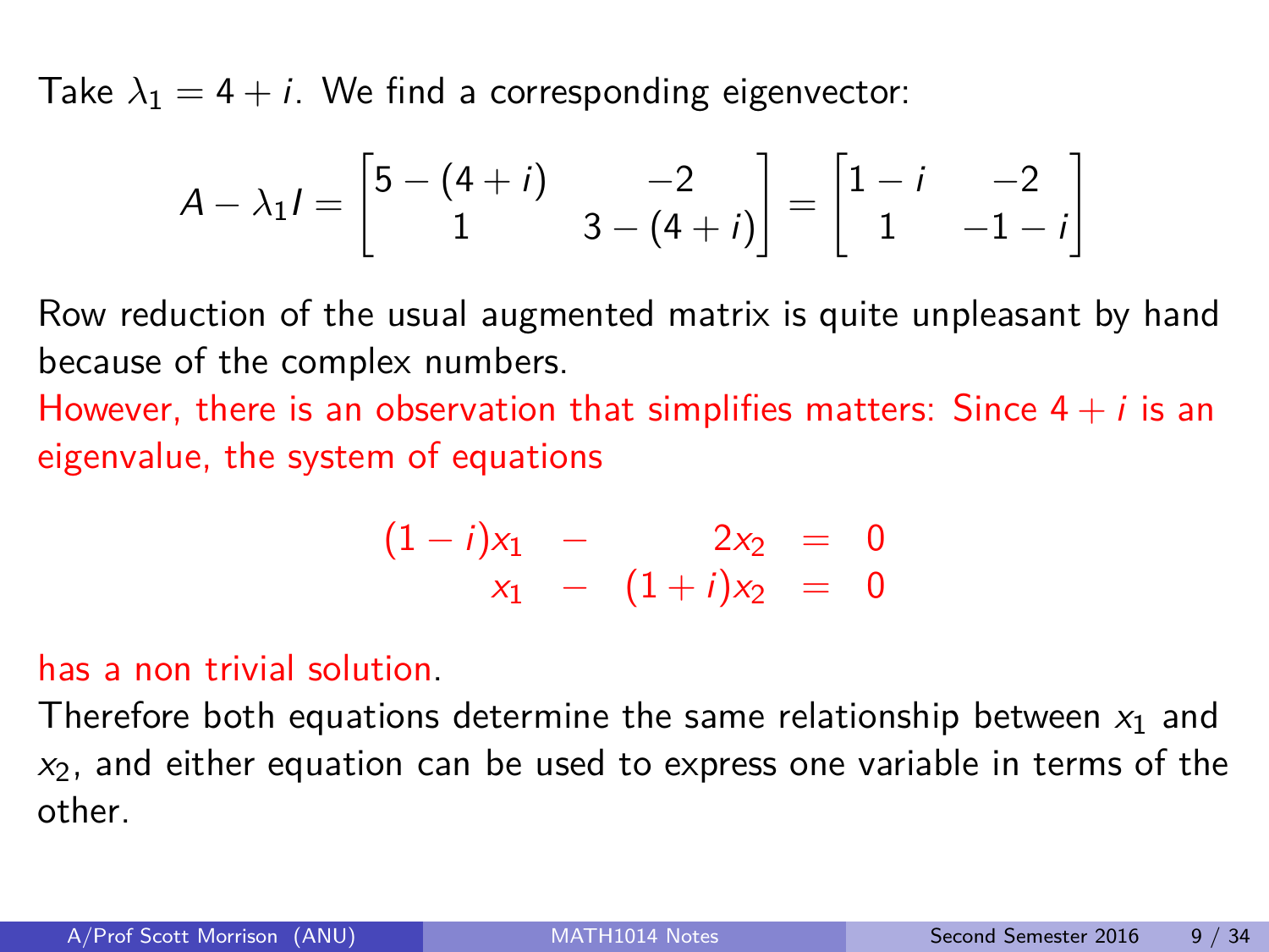Take $\lambda_1 = 4 + i$. We find a corresponding eigenvector:

$$A - \lambda_1 I = \begin{bmatrix} 5-(4+i) & -2 \\ 1 & 3-(4+i) \end{bmatrix} = \begin{bmatrix} 1-i & -2 \\ 1 & -1-i \end{bmatrix}$$

Row reduction of the usual augmented matrix is quite unpleasant by hand because of the complex numbers.

However, there is an observation that simplifies matters: Since $4+i$ is an eigenvalue, the system of equations

$$\begin{array}{rcrcl} (1-i)x_1 & - & 2x_2 & = & 0 \\ x_1 & - & (1+i)x_2 & = & 0 \end{array}$$

has a non trivial solution.

Therefore both equations determine the same relationship between $x_1$ and $x_2$, and either equation can be used to express one variable in terms of the other.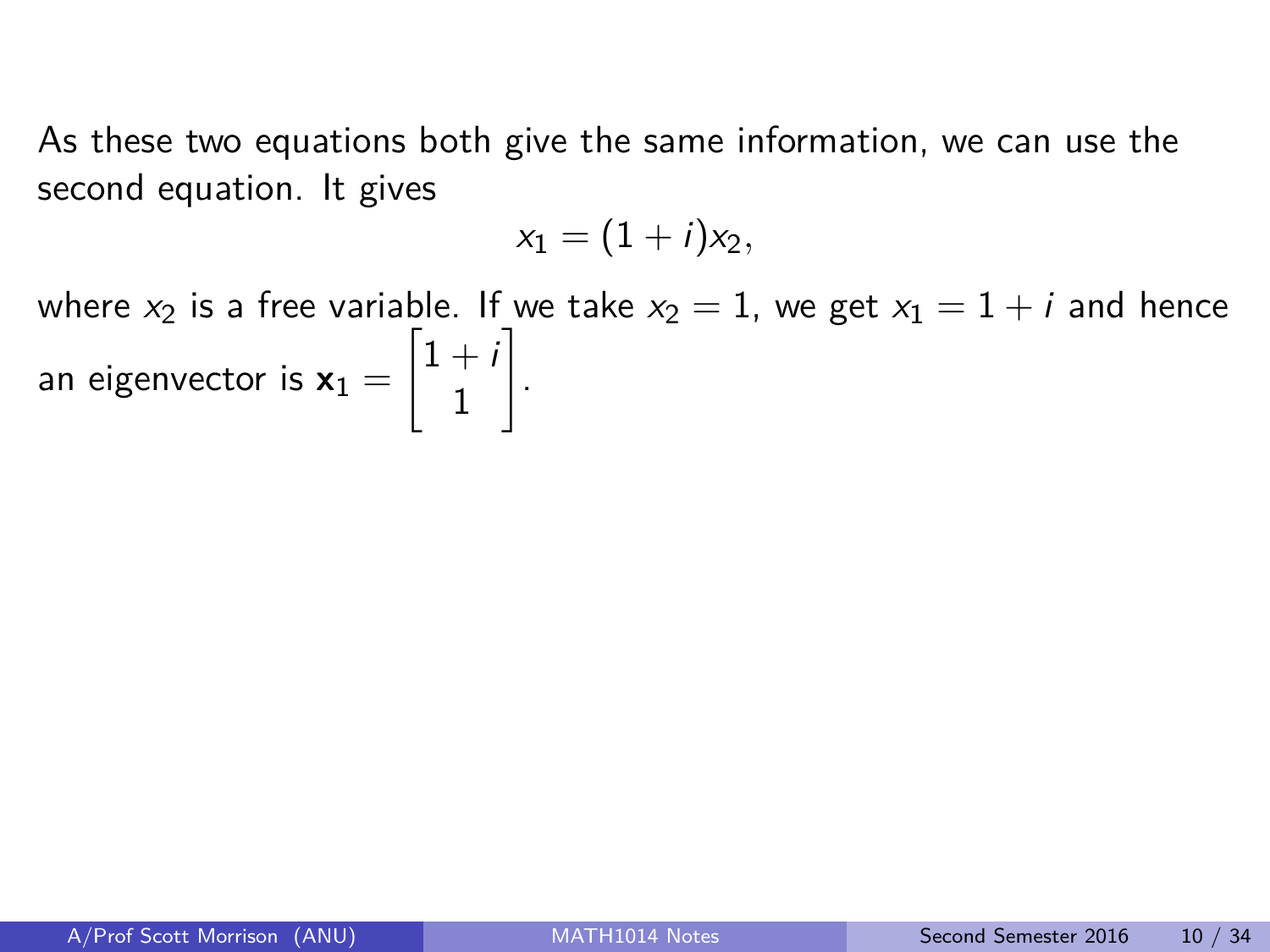As these two equations both give the same information, we can use the second equation. It gives

$$x_1 = (1+i)x_2,$$

where $x_2$ is a free variable. If we take $x_2 = 1$, we get $x_1 = 1 + i$ and hence an eigenvector is $\mathbf{x}_1 = \begin{bmatrix} 1+i \\ 1 \end{bmatrix}$.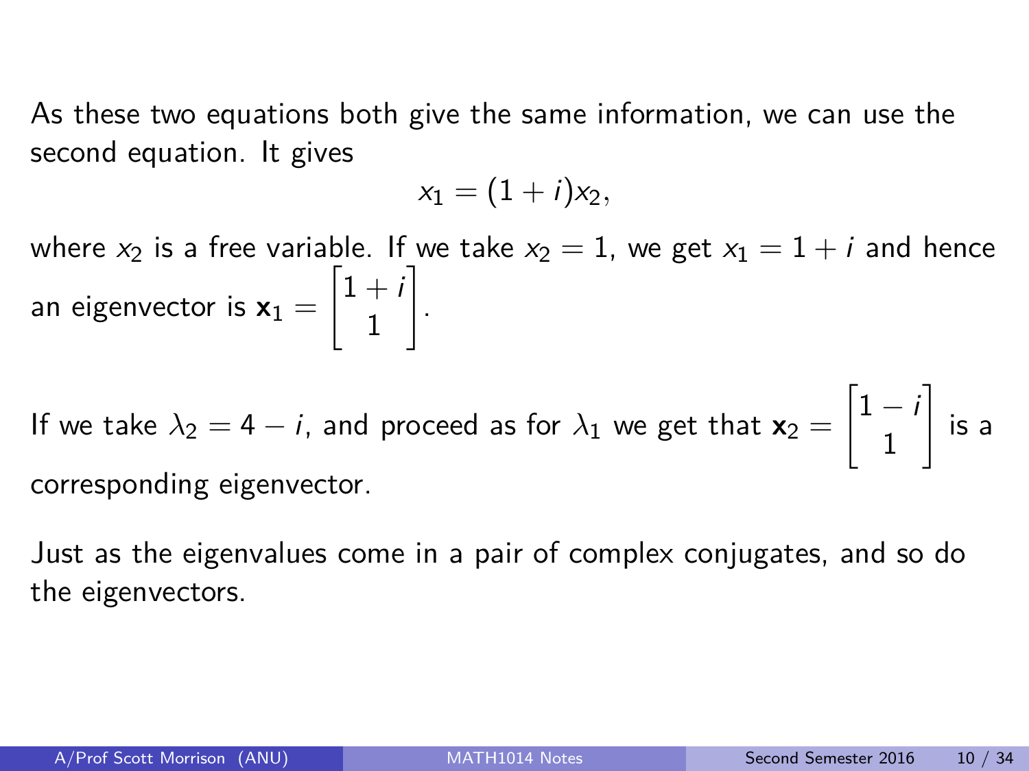As these two equations both give the same information, we can use the second equation. It gives

$$x_1 = (1 + i)x_2,$$

where $x_2$ is a free variable. If we take $x_2 = 1$, we get $x_1 = 1 + i$ and hence an eigenvector is $\mathbf{x}_1 = \begin{bmatrix} 1+i \\ 1 \end{bmatrix}$.

If we take $\lambda_2 = 4 - i$, and proceed as for $\lambda_1$ we get that $\mathbf{x}_2 = \begin{bmatrix} 1-i \\ 1 \end{bmatrix}$ is a corresponding eigenvector.

Just as the eigenvalues come in a pair of complex conjugates, and so do the eigenvectors.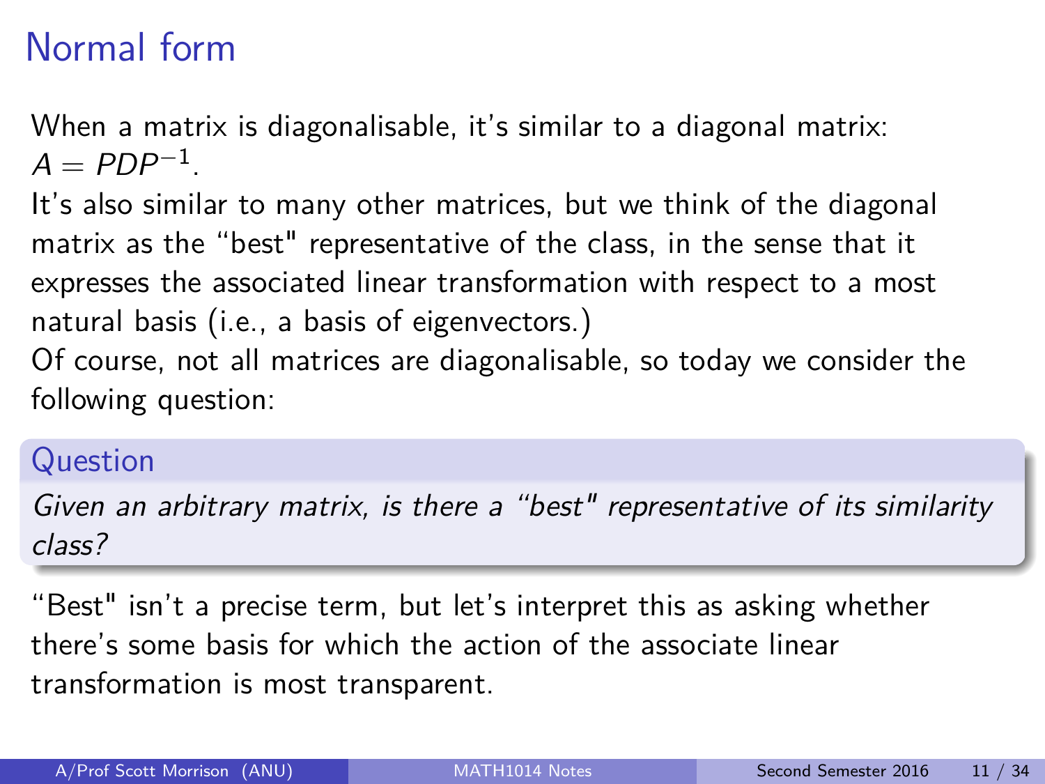# Normal form

When a matrix is diagonalisable, it's similar to a diagonal matrix: $A = PDP^{-1}$.

It's also similar to many other matrices, but we think of the diagonal matrix as the "best" representative of the class, in the sense that it expresses the associated linear transformation with respect to a most natural basis (i.e., a basis of eigenvectors.)

Of course, not all matrices are diagonalisable, so today we consider the following question:

**Question**

*Given an arbitrary matrix, is there a "best" representative of its similarity class?*

"Best" isn't a precise term, but let's interpret this as asking whether there's some basis for which the action of the associate linear transformation is most transparent.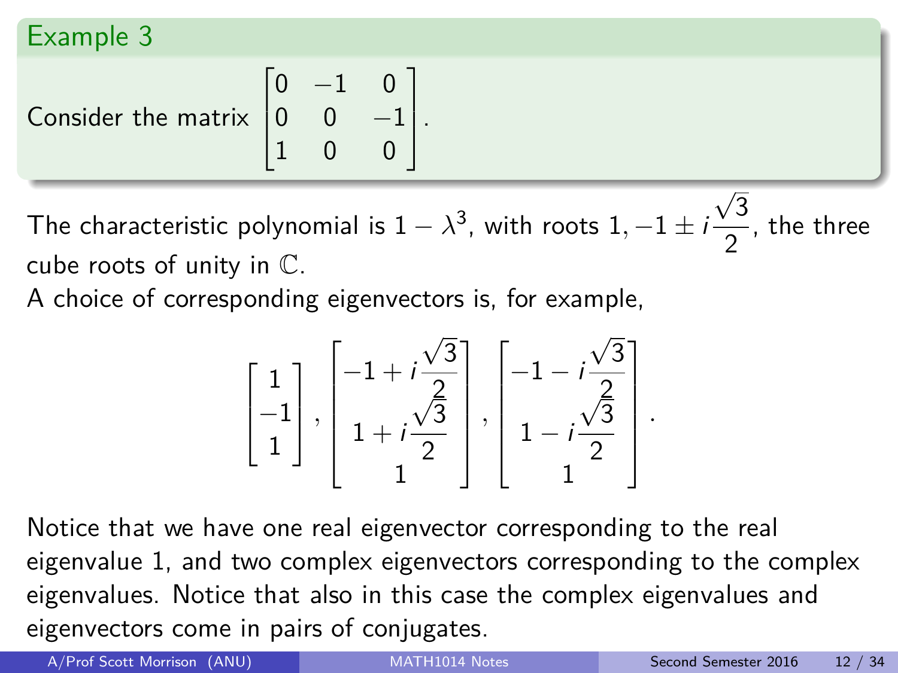### Example 3

Consider the matrix $\begin{bmatrix} 0 & -1 & 0 \\ 0 & 0 & -1 \\ 1 & 0 & 0 \end{bmatrix}$.

The characteristic polynomial is $1 - \lambda^3$, with roots $1, -1 \pm i\frac{\sqrt{3}}{2}$, the three cube roots of unity in $\mathbb{C}$.

A choice of corresponding eigenvectors is, for example,

$$\begin{bmatrix} 1 \\ -1 \\ 1 \end{bmatrix}, \begin{bmatrix} -1 + i\frac{\sqrt{3}}{2} \\ 1 + i\frac{\sqrt{3}}{2} \\ 1 \end{bmatrix}, \begin{bmatrix} -1 - i\frac{\sqrt{3}}{2} \\ 1 - i\frac{\sqrt{3}}{2} \\ 1 \end{bmatrix}.$$

Notice that we have one real eigenvector corresponding to the real eigenvalue 1, and two complex eigenvectors corresponding to the complex eigenvalues. Notice that also in this case the complex eigenvalues and eigenvectors come in pairs of conjugates.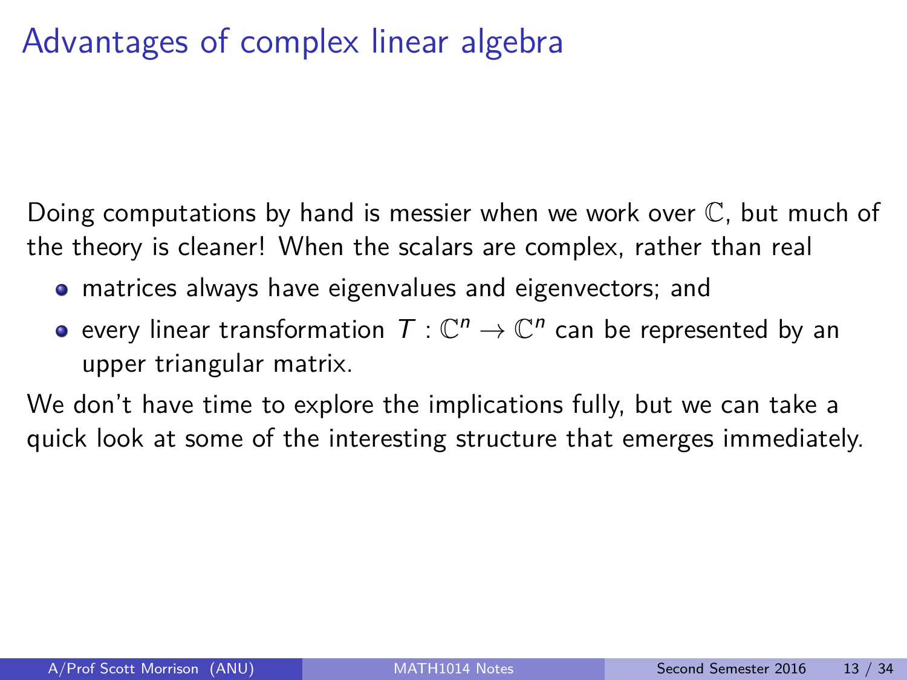# Advantages of complex linear algebra

Doing computations by hand is messier when we work over $\mathbb{C}$, but much of the theory is cleaner! When the scalars are complex, rather than real

- matrices always have eigenvalues and eigenvectors; and
- every linear transformation $T : \mathbb{C}^n \to \mathbb{C}^n$ can be represented by an upper triangular matrix.

We don't have time to explore the implications fully, but we can take a quick look at some of the interesting structure that emerges immediately.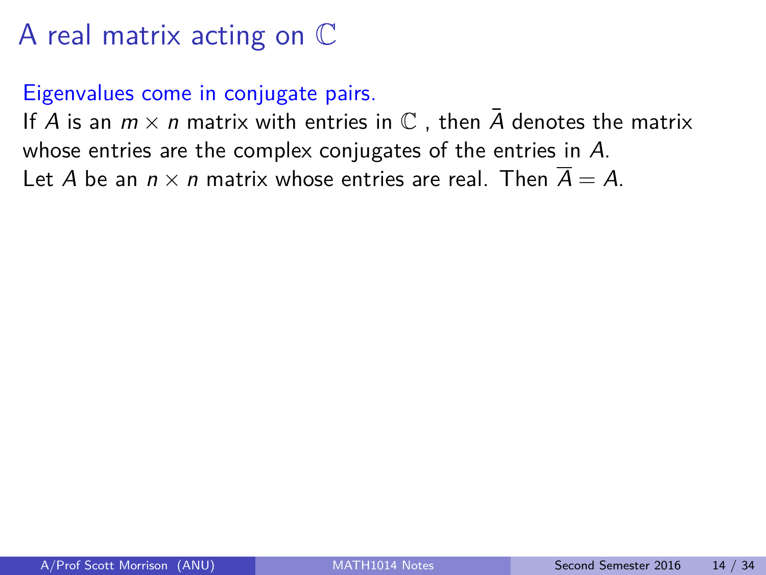# A real matrix acting on $\mathbb{C}$

Eigenvalues come in conjugate pairs.

If $A$ is an $m \times n$ matrix with entries in $\mathbb{C}$ , then $\bar{A}$ denotes the matrix whose entries are the complex conjugates of the entries in $A$.

Let $A$ be an $n \times n$ matrix whose entries are real. Then $\overline{A} = A$.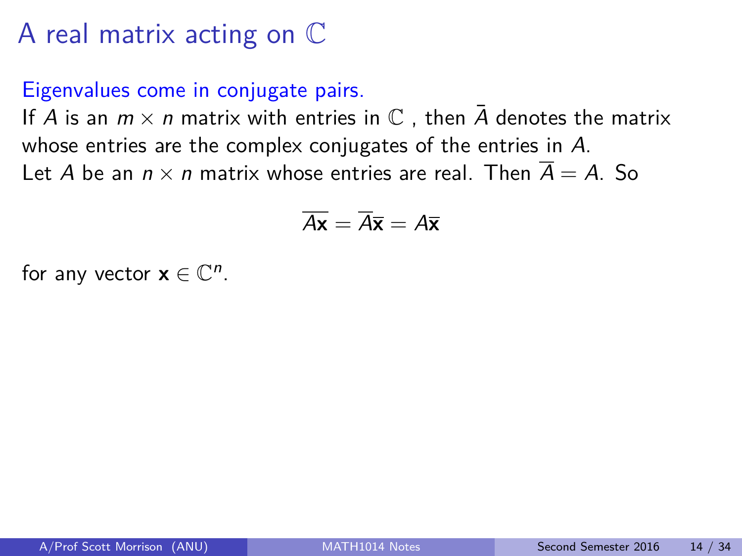# A real matrix acting on $\mathbb{C}$

Eigenvalues come in conjugate pairs.

If $A$ is an $m \times n$ matrix with entries in $\mathbb{C}$ , then $\bar{A}$ denotes the matrix whose entries are the complex conjugates of the entries in $A$.

Let $A$ be an $n \times n$ matrix whose entries are real. Then $\overline{A} = A$. So

$$\overline{A\mathbf{x}} = \overline{A}\overline{\mathbf{x}} = A\overline{\mathbf{x}}$$

for any vector $\mathbf{x} \in \mathbb{C}^n$.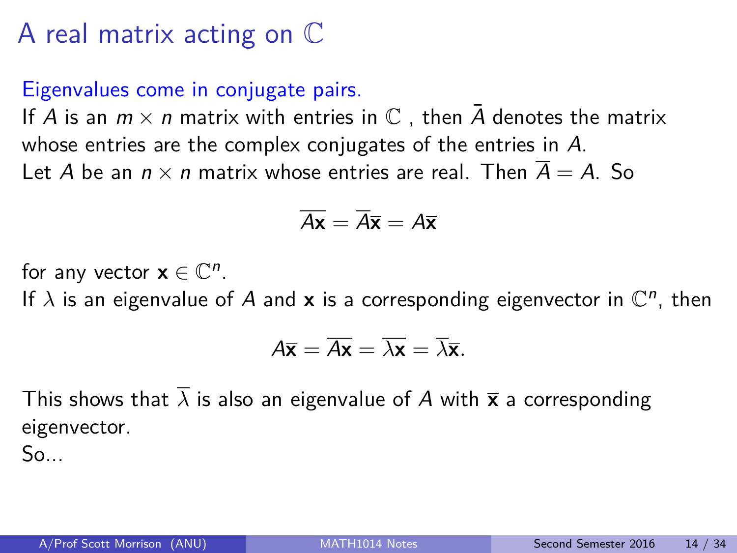# A real matrix acting on $\mathbb{C}$

Eigenvalues come in conjugate pairs.

If $A$ is an $m \times n$ matrix with entries in $\mathbb{C}$ , then $\bar{A}$ denotes the matrix whose entries are the complex conjugates of the entries in $A$.

Let $A$ be an $n \times n$ matrix whose entries are real. Then $\overline{A} = A$. So

$$\overline{A\mathbf{x}} = \overline{A}\overline{\mathbf{x}} = A\overline{\mathbf{x}}$$

for any vector $\mathbf{x} \in \mathbb{C}^n$.

If $\lambda$ is an eigenvalue of $A$ and $\mathbf{x}$ is a corresponding eigenvector in $\mathbb{C}^n$, then

$$A\overline{\mathbf{x}} = \overline{A\mathbf{x}} = \overline{\lambda\mathbf{x}} = \overline{\lambda}\overline{\mathbf{x}}.$$

This shows that $\overline{\lambda}$ is also an eigenvalue of $A$ with $\overline{\mathbf{x}}$ a corresponding eigenvector.

So...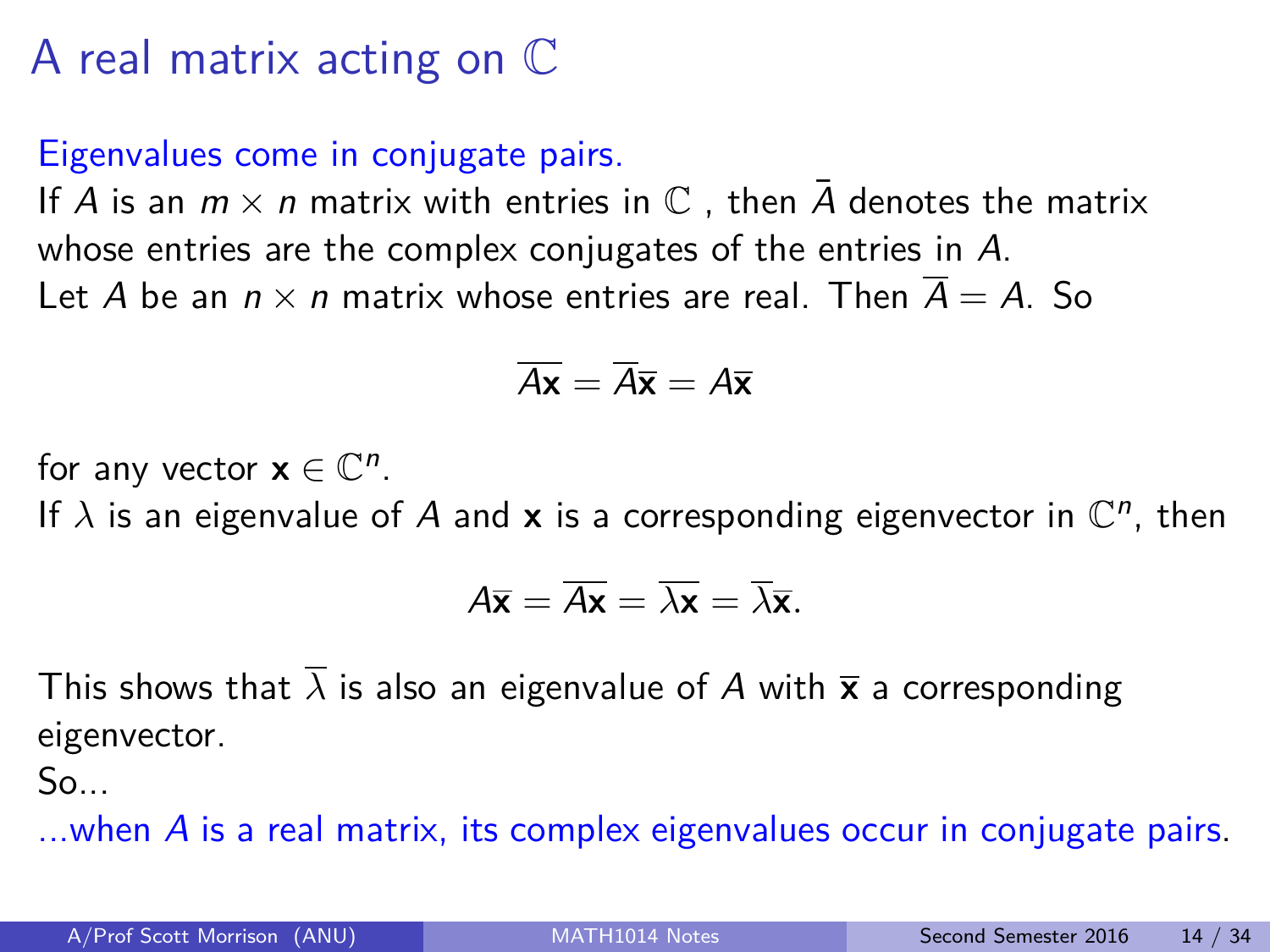# A real matrix acting on $\mathbb{C}$

Eigenvalues come in conjugate pairs.

If $A$ is an $m \times n$ matrix with entries in $\mathbb{C}$ , then $\bar{A}$ denotes the matrix whose entries are the complex conjugates of the entries in $A$.

Let $A$ be an $n \times n$ matrix whose entries are real. Then $\overline{A} = A$. So

$$\overline{A\mathbf{x}} = \overline{A}\overline{\mathbf{x}} = A\overline{\mathbf{x}}$$

for any vector $\mathbf{x} \in \mathbb{C}^n$.

If $\lambda$ is an eigenvalue of $A$ and $\mathbf{x}$ is a corresponding eigenvector in $\mathbb{C}^n$, then

$$A\overline{\mathbf{x}} = \overline{A\mathbf{x}} = \overline{\lambda\mathbf{x}} = \overline{\lambda}\overline{\mathbf{x}}.$$

This shows that $\overline{\lambda}$ is also an eigenvalue of $A$ with $\overline{\mathbf{x}}$ a corresponding eigenvector.

So...

...when $A$ is a real matrix, its complex eigenvalues occur in conjugate pairs.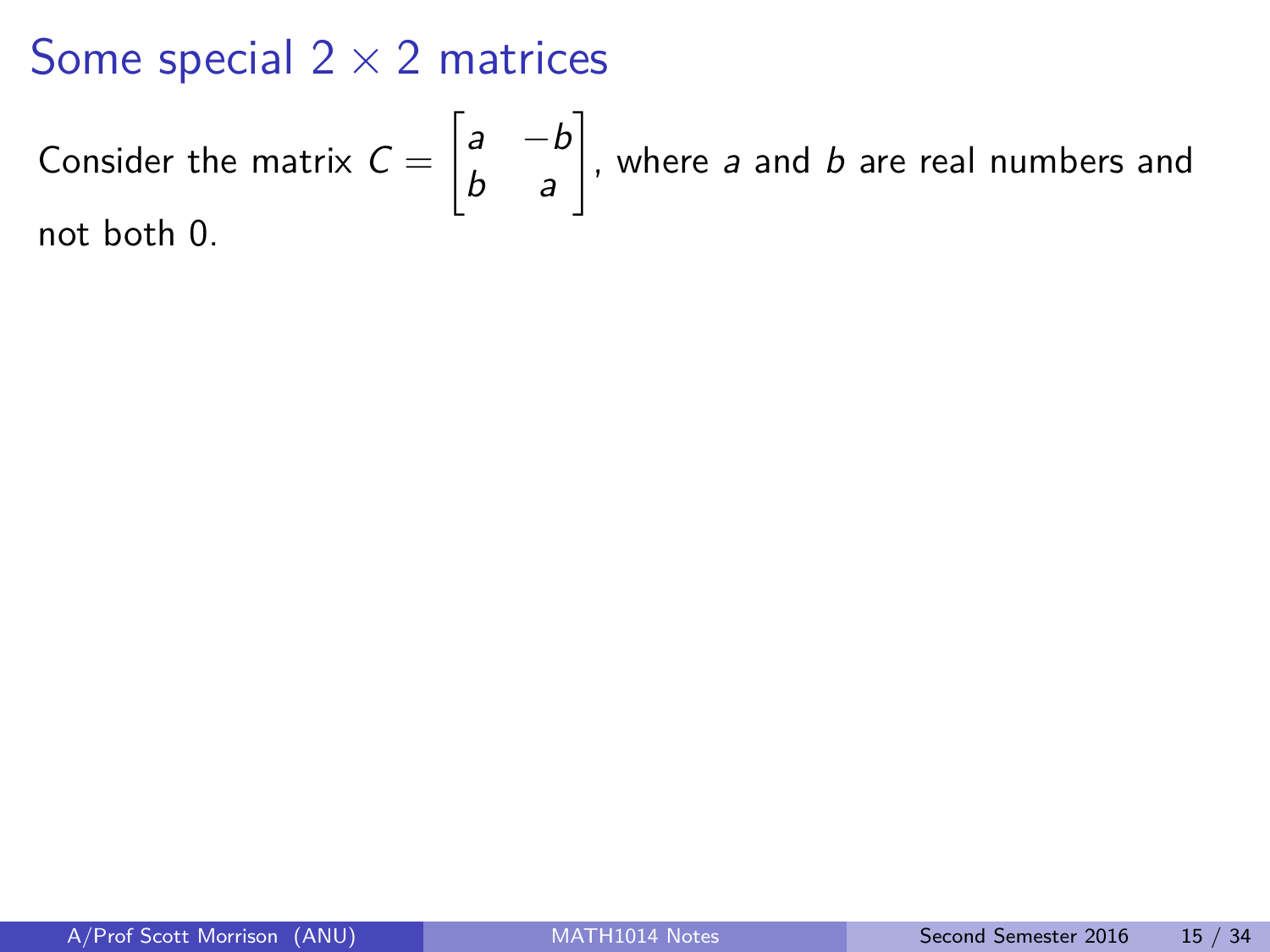# Some special $2 \times 2$ matrices

Consider the matrix $C = \begin{bmatrix} a & -b \\ b & a \end{bmatrix}$, where $a$ and $b$ are real numbers and not both 0.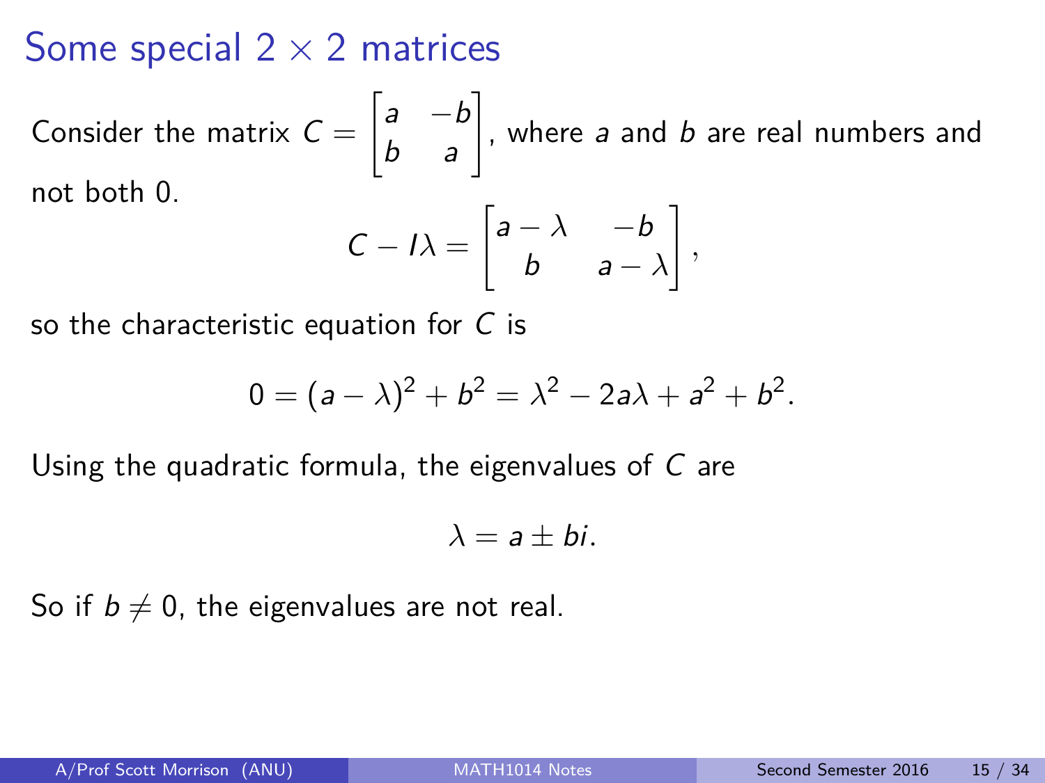# Some special $2 \times 2$ matrices

Consider the matrix $C = \begin{bmatrix} a & -b \\ b & a \end{bmatrix}$, where $a$ and $b$ are real numbers and not both 0.

$$C - I\lambda = \begin{bmatrix} a - \lambda & -b \\ b & a - \lambda \end{bmatrix},$$

so the characteristic equation for $C$ is

$$0 = (a - \lambda)^2 + b^2 = \lambda^2 - 2a\lambda + a^2 + b^2.$$

Using the quadratic formula, the eigenvalues of $C$ are

$$\lambda = a \pm bi.$$

So if $b \neq 0$, the eigenvalues are not real.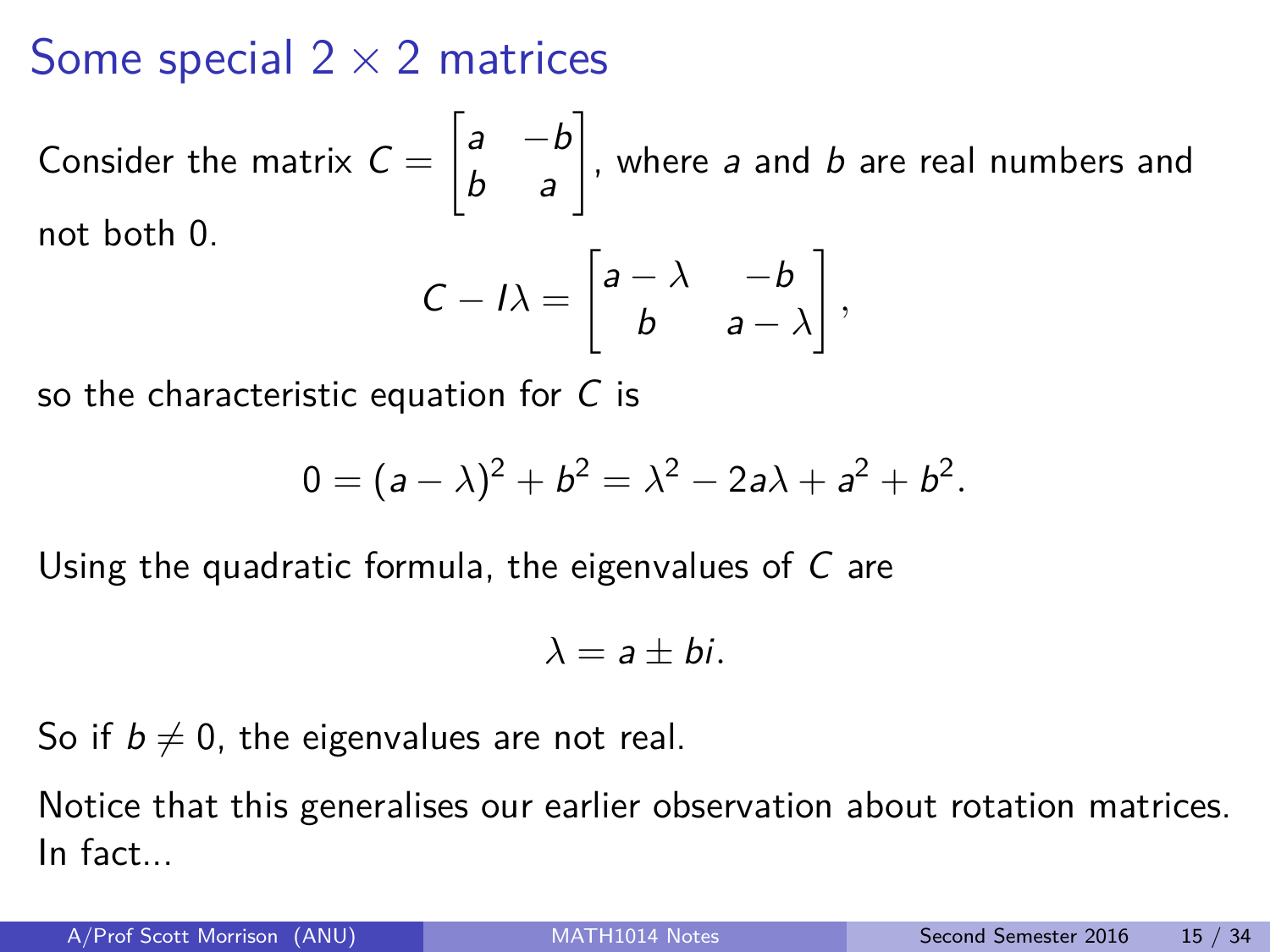## Some special $2 \times 2$ matrices

Consider the matrix $C = \begin{bmatrix} a & -b \\ b & a \end{bmatrix}$, where $a$ and $b$ are real numbers and not both 0.

$$C - I\lambda = \begin{bmatrix} a - \lambda & -b \\ b & a - \lambda \end{bmatrix},$$

so the characteristic equation for $C$ is

$$0 = (a - \lambda)^2 + b^2 = \lambda^2 - 2a\lambda + a^2 + b^2.$$

Using the quadratic formula, the eigenvalues of $C$ are

$$\lambda = a \pm bi.$$

So if $b \neq 0$, the eigenvalues are not real.

Notice that this generalises our earlier observation about rotation matrices. In fact...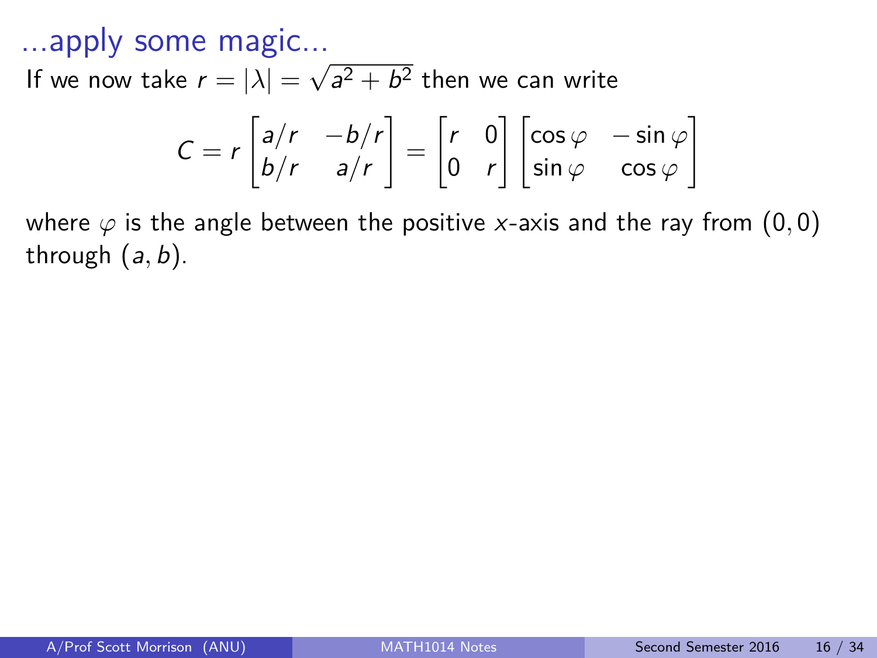# ...apply some magic...

If we now take $r = |\lambda| = \sqrt{a^2 + b^2}$ then we can write

$$C = r \begin{bmatrix} a/r & -b/r \\ b/r & a/r \end{bmatrix} = \begin{bmatrix} r & 0 \\ 0 & r \end{bmatrix} \begin{bmatrix} \cos\varphi & -\sin\varphi \\ \sin\varphi & \cos\varphi \end{bmatrix}$$

where $\varphi$ is the angle between the positive $x$-axis and the ray from $(0, 0)$ through $(a, b)$.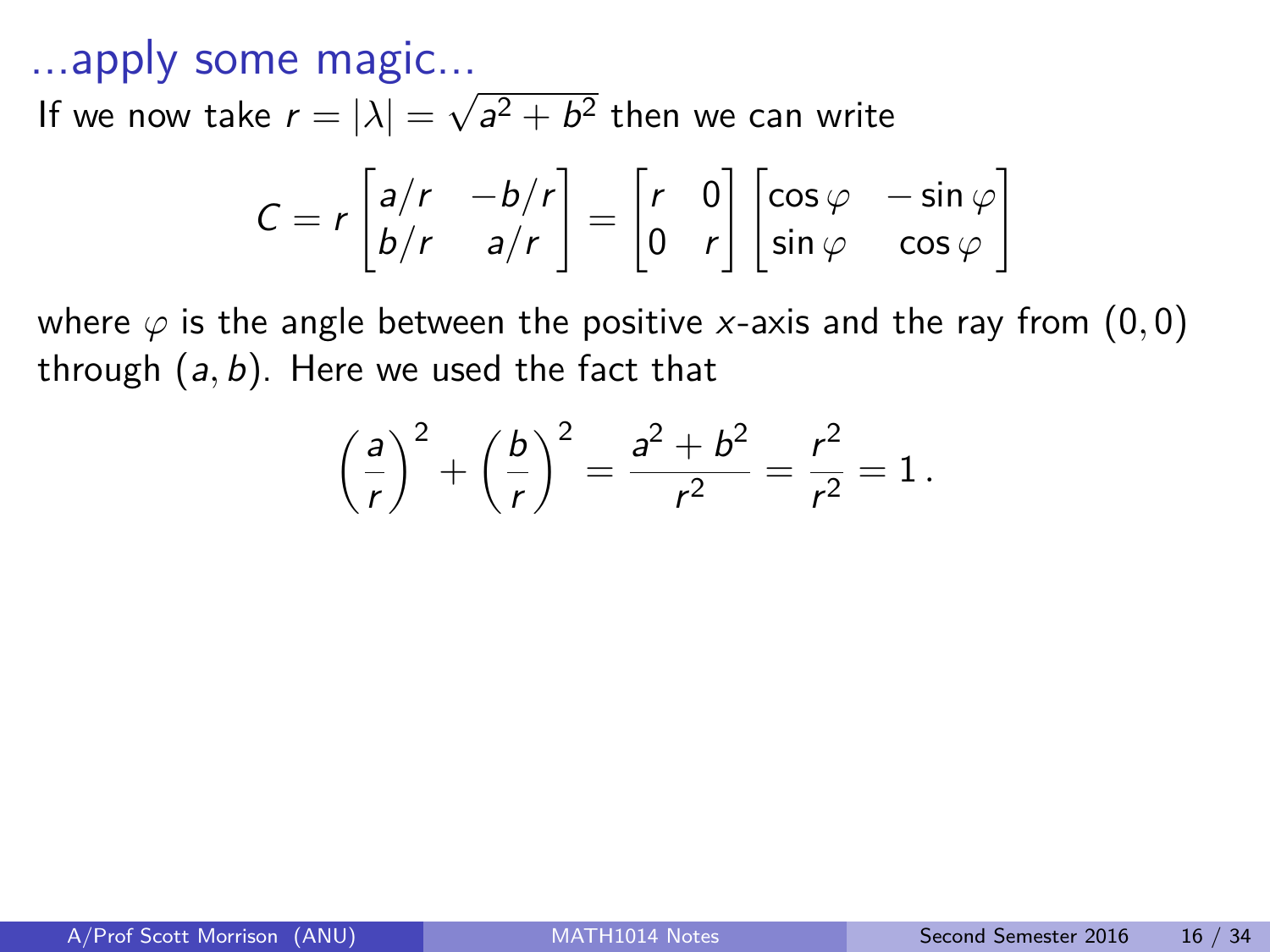## ...apply some magic...

If we now take $r = |\lambda| = \sqrt{a^2 + b^2}$ then we can write

$$C = r \begin{bmatrix} a/r & -b/r \\ b/r & a/r \end{bmatrix} = \begin{bmatrix} r & 0 \\ 0 & r \end{bmatrix} \begin{bmatrix} \cos\varphi & -\sin\varphi \\ \sin\varphi & \cos\varphi \end{bmatrix}$$

where $\varphi$ is the angle between the positive $x$-axis and the ray from $(0, 0)$ through $(a, b)$. Here we used the fact that

$$\left(\frac{a}{r}\right)^2 + \left(\frac{b}{r}\right)^2 = \frac{a^2 + b^2}{r^2} = \frac{r^2}{r^2} = 1\,.$$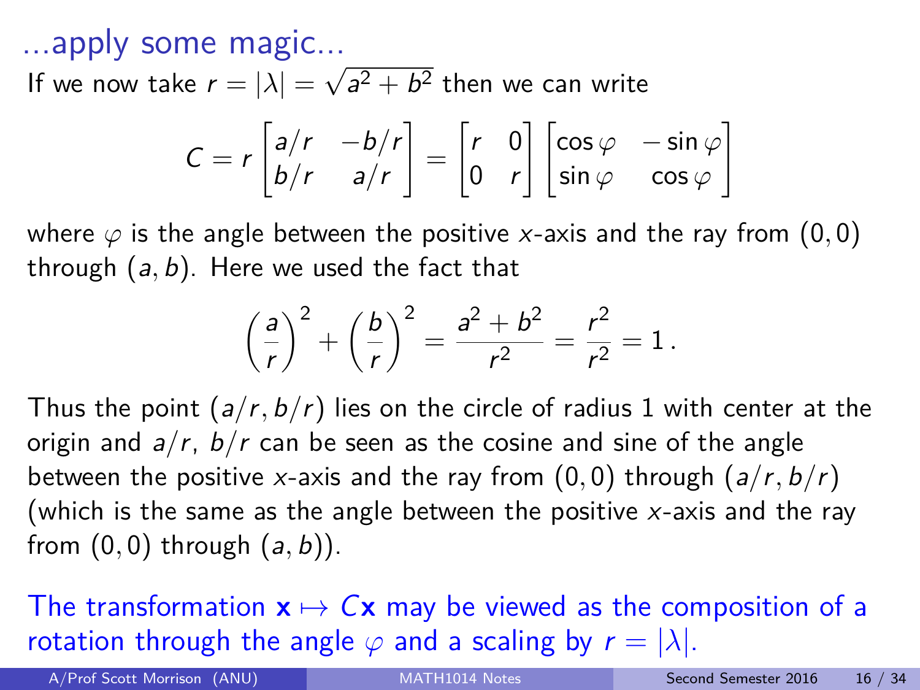## ...apply some magic...

If we now take $r = |\lambda| = \sqrt{a^2 + b^2}$ then we can write

$$C = r \begin{bmatrix} a/r & -b/r \\ b/r & a/r \end{bmatrix} = \begin{bmatrix} r & 0 \\ 0 & r \end{bmatrix} \begin{bmatrix} \cos\varphi & -\sin\varphi \\ \sin\varphi & \cos\varphi \end{bmatrix}$$

where $\varphi$ is the angle between the positive $x$-axis and the ray from $(0, 0)$ through $(a, b)$. Here we used the fact that

$$\left(\frac{a}{r}\right)^2 + \left(\frac{b}{r}\right)^2 = \frac{a^2 + b^2}{r^2} = \frac{r^2}{r^2} = 1\,.$$

Thus the point $(a/r, b/r)$ lies on the circle of radius 1 with center at the origin and $a/r$, $b/r$ can be seen as the cosine and sine of the angle between the positive $x$-axis and the ray from $(0, 0)$ through $(a/r, b/r)$ (which is the same as the angle between the positive $x$-axis and the ray from $(0, 0)$ through $(a, b)$).

The transformation $\mathbf{x} \mapsto C\mathbf{x}$ may be viewed as the composition of a rotation through the angle $\varphi$ and a scaling by $r = |\lambda|$.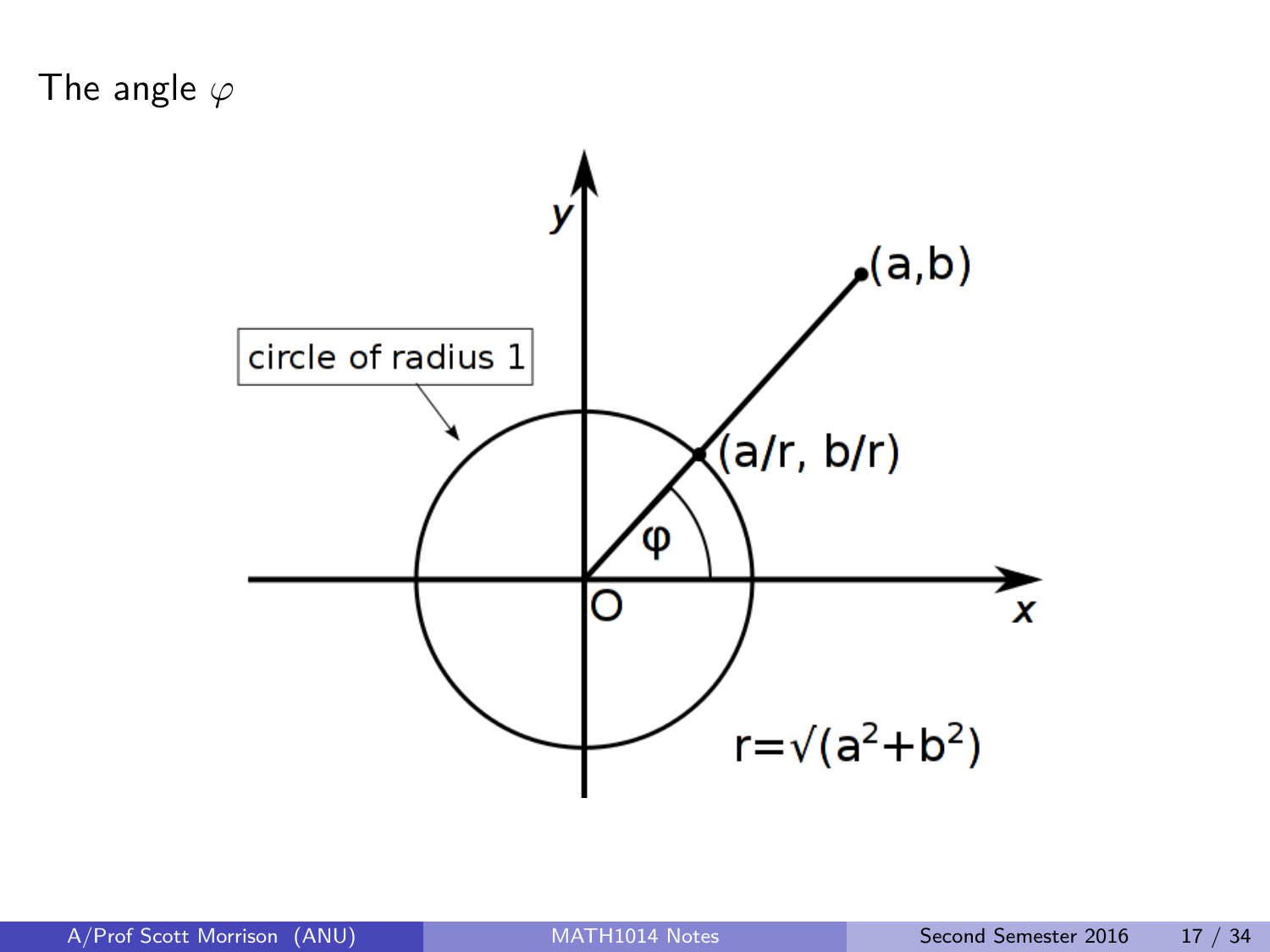# The angle $\varphi$

circle of radius 1

$(a,b)$

$(a/r, b/r)$

$\varphi$

$O$

$x$

$y$

$r=\sqrt{(a^2+b^2)}$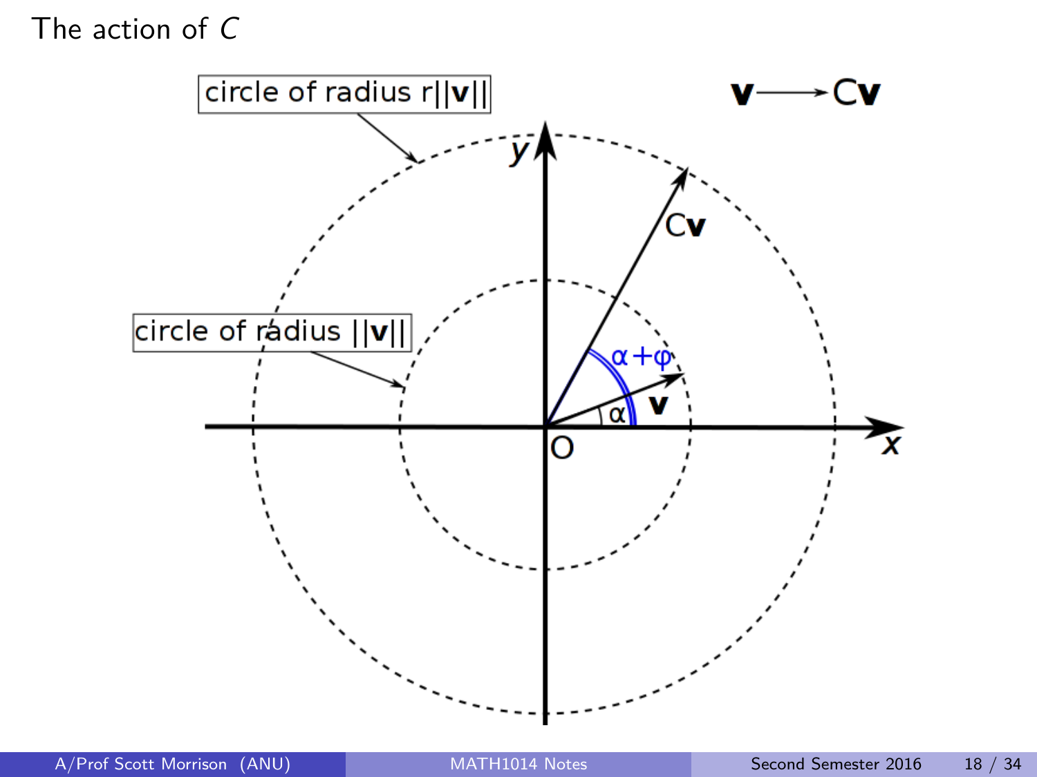# The action of $C$

circle of radius $r||\mathbf{v}||$

circle of radius $||\mathbf{v}||$

$\mathbf{v} \longrightarrow C\mathbf{v}$

$C\mathbf{v}$

$\alpha+\varphi$

$\mathbf{v}$

$\alpha$

$y$

$x$

O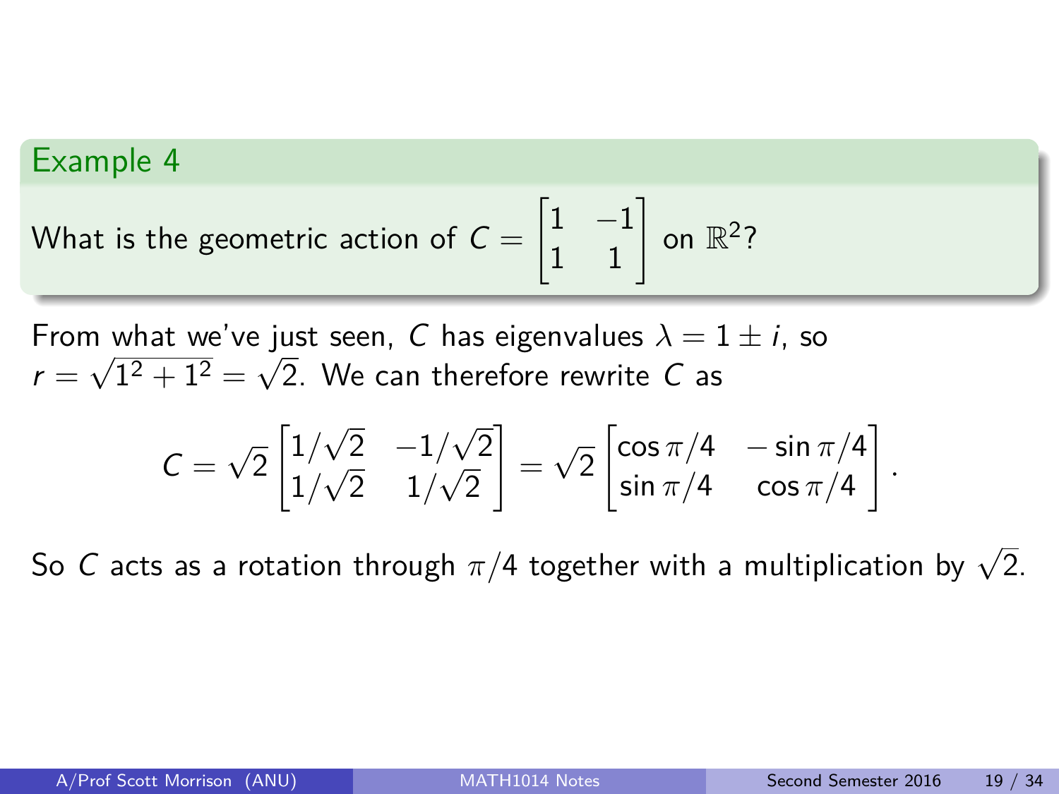## Example 4

What is the geometric action of $C = \begin{bmatrix} 1 & -1 \\ 1 & 1 \end{bmatrix}$ on $\mathbb{R}^2$?

From what we've just seen, $C$ has eigenvalues $\lambda = 1 \pm i$, so $r = \sqrt{1^2 + 1^2} = \sqrt{2}$. We can therefore rewrite $C$ as

$$C = \sqrt{2} \begin{bmatrix} 1/\sqrt{2} & -1/\sqrt{2} \\ 1/\sqrt{2} & 1/\sqrt{2} \end{bmatrix} = \sqrt{2} \begin{bmatrix} \cos \pi/4 & -\sin \pi/4 \\ \sin \pi/4 & \cos \pi/4 \end{bmatrix}.$$

So $C$ acts as a rotation through $\pi/4$ together with a multiplication by $\sqrt{2}$.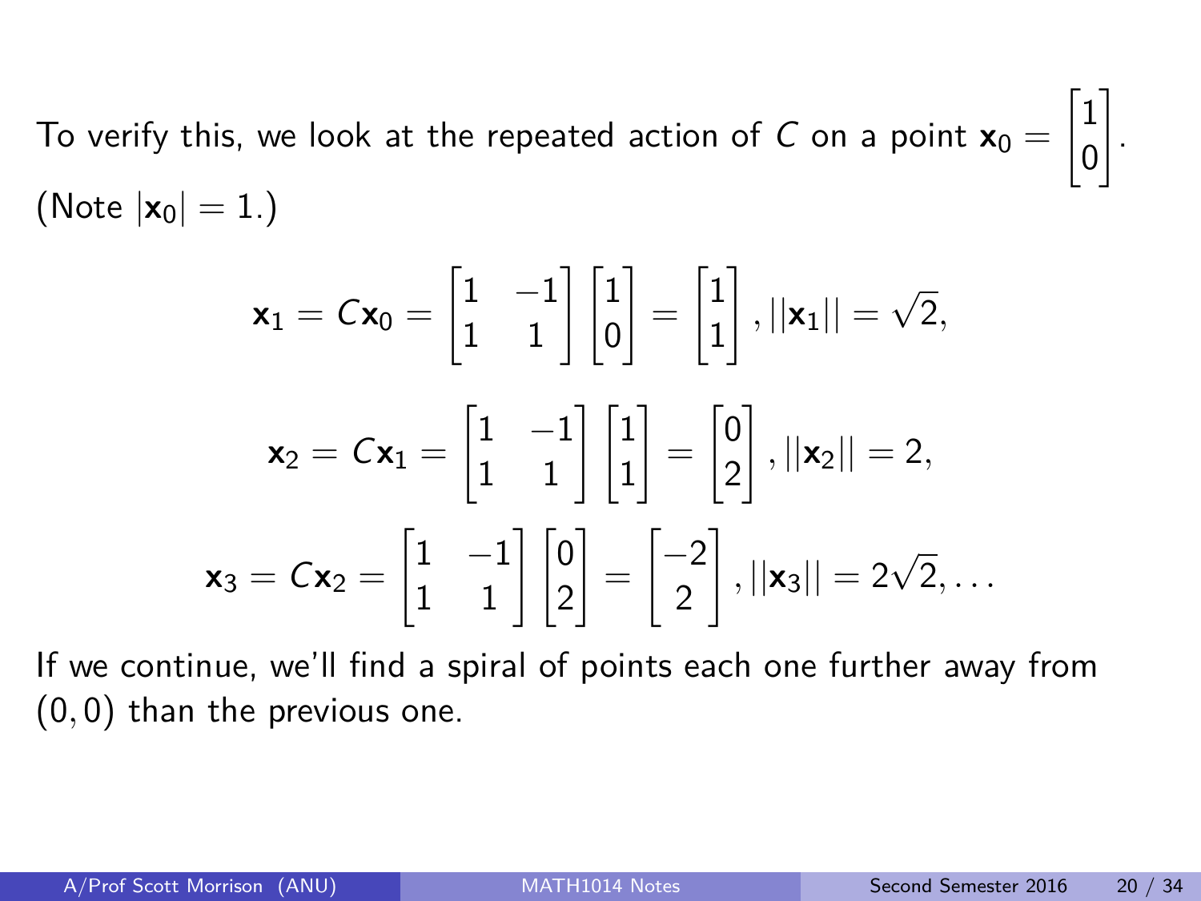To verify this, we look at the repeated action of $C$ on a point $\mathbf{x}_0 = \begin{bmatrix} 1 \\ 0 \end{bmatrix}$. (Note $|\mathbf{x}_0| = 1$.)

$$\mathbf{x}_1 = C\mathbf{x}_0 = \begin{bmatrix} 1 & -1 \\ 1 & 1 \end{bmatrix} \begin{bmatrix} 1 \\ 0 \end{bmatrix} = \begin{bmatrix} 1 \\ 1 \end{bmatrix}, ||\mathbf{x}_1|| = \sqrt{2},$$

$$\mathbf{x}_2 = C\mathbf{x}_1 = \begin{bmatrix} 1 & -1 \\ 1 & 1 \end{bmatrix} \begin{bmatrix} 1 \\ 1 \end{bmatrix} = \begin{bmatrix} 0 \\ 2 \end{bmatrix}, ||\mathbf{x}_2|| = 2,$$

$$\mathbf{x}_3 = C\mathbf{x}_2 = \begin{bmatrix} 1 & -1 \\ 1 & 1 \end{bmatrix} \begin{bmatrix} 0 \\ 2 \end{bmatrix} = \begin{bmatrix} -2 \\ 2 \end{bmatrix}, ||\mathbf{x}_3|| = 2\sqrt{2}, \ldots$$

If we continue, we'll find a spiral of points each one further away from $(0, 0)$ than the previous one.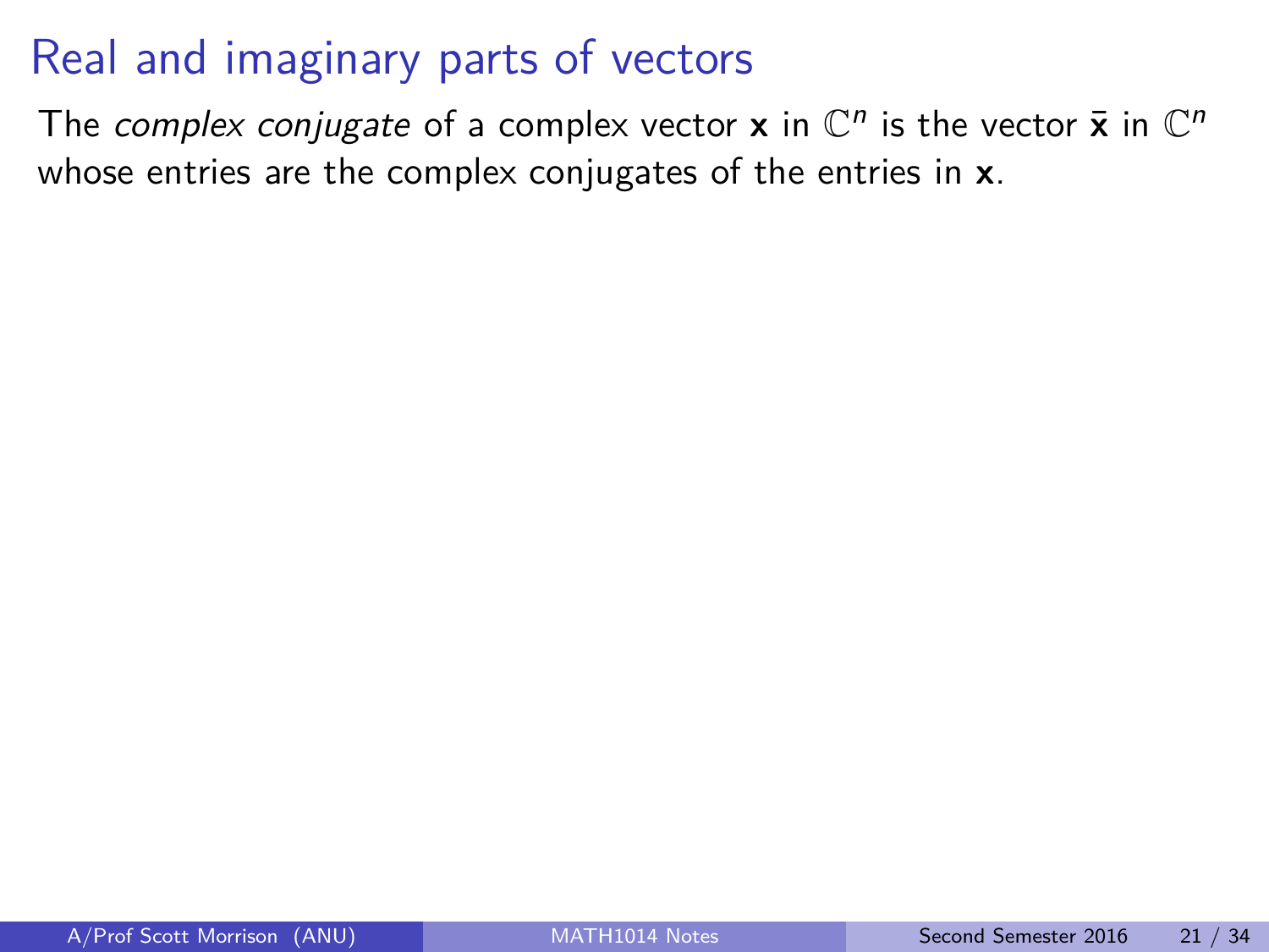# Real and imaginary parts of vectors

The *complex conjugate* of a complex vector $\mathbf{x}$ in $\mathbb{C}^n$ is the vector $\bar{\mathbf{x}}$ in $\mathbb{C}^n$ whose entries are the complex conjugates of the entries in $\mathbf{x}$.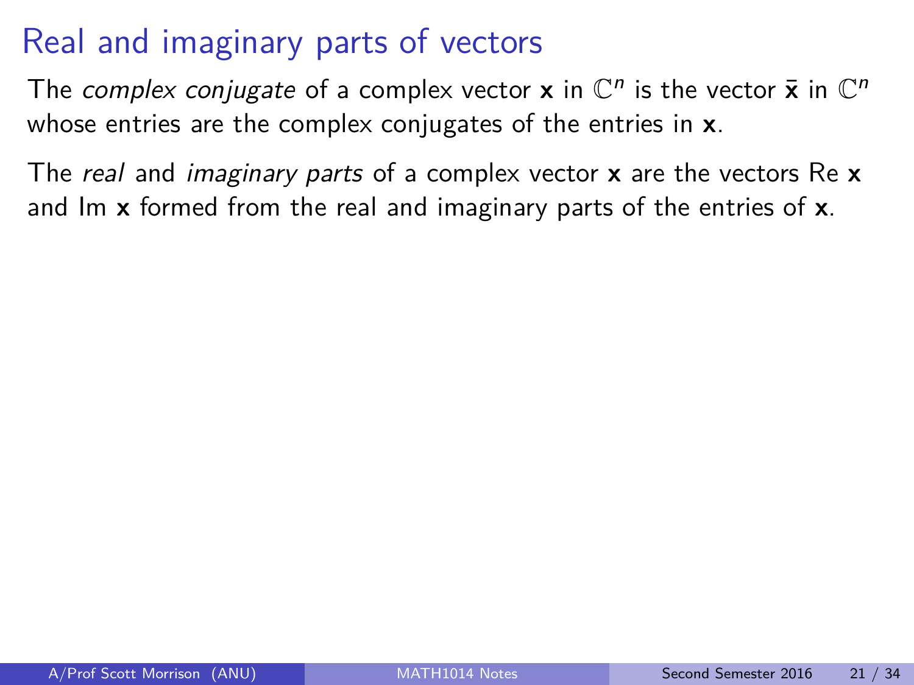# Real and imaginary parts of vectors

The *complex conjugate* of a complex vector $\mathbf{x}$ in $\mathbb{C}^n$ is the vector $\bar{\mathbf{x}}$ in $\mathbb{C}^n$ whose entries are the complex conjugates of the entries in $\mathbf{x}$.

The *real* and *imaginary parts* of a complex vector $\mathbf{x}$ are the vectors $\text{Re}\,\mathbf{x}$ and $\text{Im}\,\mathbf{x}$ formed from the real and imaginary parts of the entries of $\mathbf{x}$.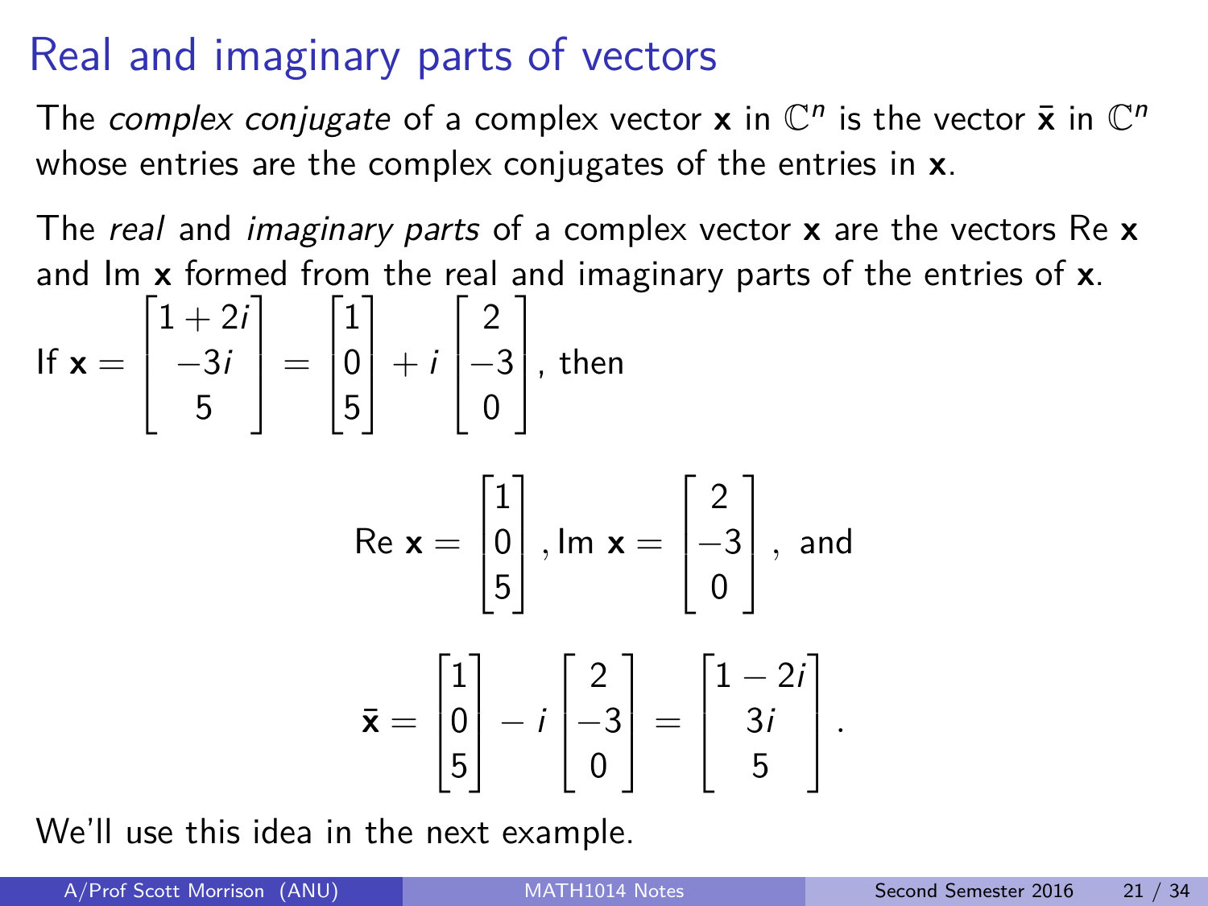# Real and imaginary parts of vectors

The *complex conjugate* of a complex vector $\mathbf{x}$ in $\mathbb{C}^n$ is the vector $\bar{\mathbf{x}}$ in $\mathbb{C}^n$ whose entries are the complex conjugates of the entries in $\mathbf{x}$.

The *real* and *imaginary parts* of a complex vector $\mathbf{x}$ are the vectors Re $\mathbf{x}$ and Im $\mathbf{x}$ formed from the real and imaginary parts of the entries of $\mathbf{x}$.

If $\mathbf{x} = \begin{bmatrix} 1+2i \\ -3i \\ 5 \end{bmatrix} = \begin{bmatrix} 1 \\ 0 \\ 5 \end{bmatrix} + i \begin{bmatrix} 2 \\ -3 \\ 0 \end{bmatrix}$, then

$$\text{Re } \mathbf{x} = \begin{bmatrix} 1 \\ 0 \\ 5 \end{bmatrix}, \text{Im } \mathbf{x} = \begin{bmatrix} 2 \\ -3 \\ 0 \end{bmatrix}, \text{ and}$$

$$\bar{\mathbf{x}} = \begin{bmatrix} 1 \\ 0 \\ 5 \end{bmatrix} - i \begin{bmatrix} 2 \\ -3 \\ 0 \end{bmatrix} = \begin{bmatrix} 1-2i \\ 3i \\ 5 \end{bmatrix}.$$

We'll use this idea in the next example.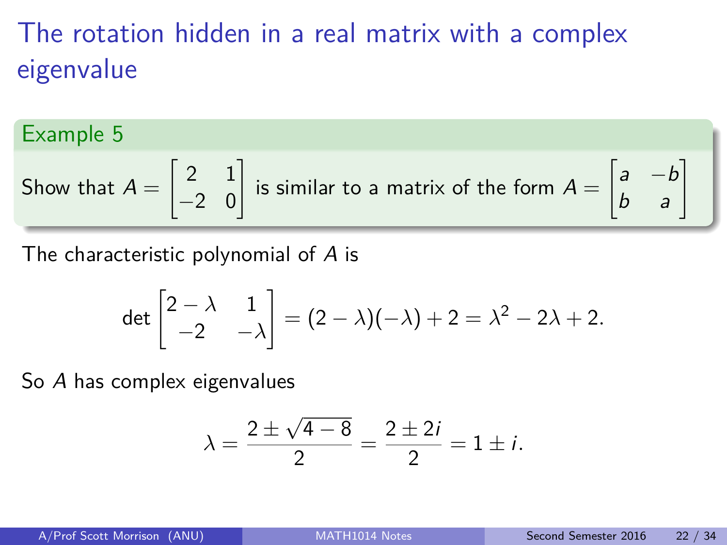# The rotation hidden in a real matrix with a complex eigenvalue

**Example 5**

Show that $A = \begin{bmatrix} 2 & 1 \\ -2 & 0 \end{bmatrix}$ is similar to a matrix of the form $A = \begin{bmatrix} a & -b \\ b & a \end{bmatrix}$

The characteristic polynomial of $A$ is

$$\det \begin{bmatrix} 2-\lambda & 1 \\ -2 & -\lambda \end{bmatrix} = (2-\lambda)(-\lambda) + 2 = \lambda^2 - 2\lambda + 2.$$

So $A$ has complex eigenvalues

$$\lambda = \frac{2 \pm \sqrt{4-8}}{2} = \frac{2 \pm 2i}{2} = 1 \pm i.$$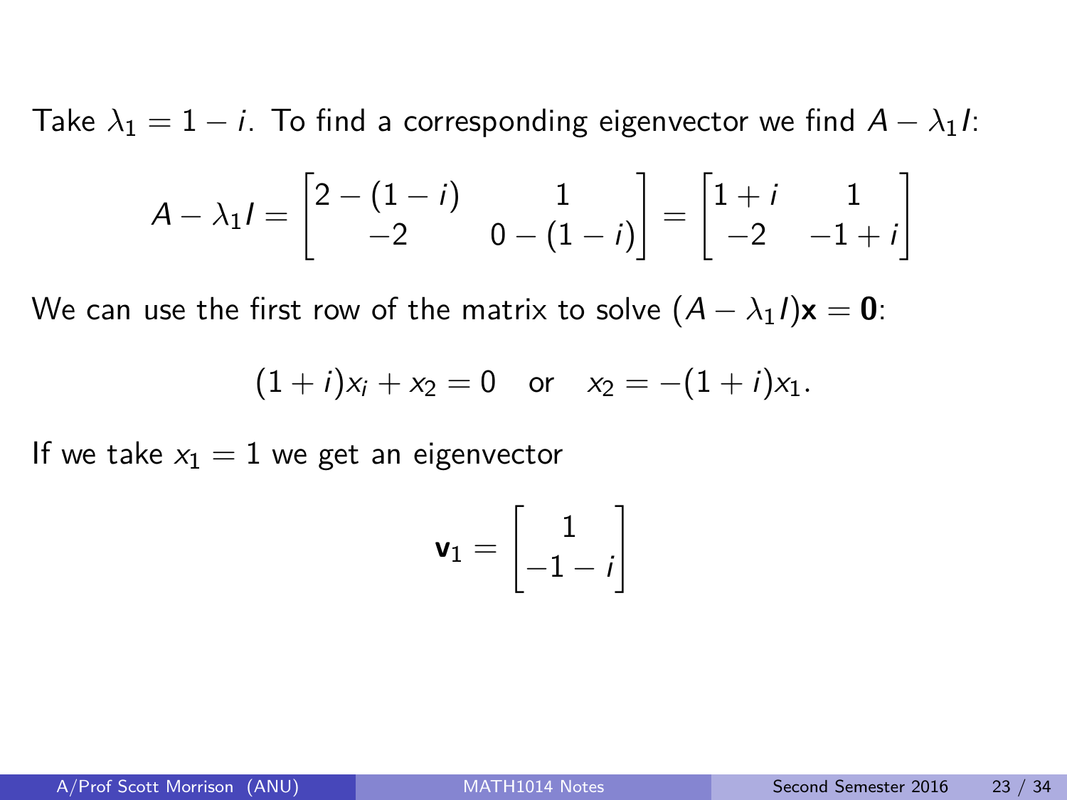Take $\lambda_1 = 1 - i$. To find a corresponding eigenvector we find $A - \lambda_1 I$:

$$A - \lambda_1 I = \begin{bmatrix} 2-(1-i) & 1 \\ -2 & 0-(1-i) \end{bmatrix} = \begin{bmatrix} 1+i & 1 \\ -2 & -1+i \end{bmatrix}$$

We can use the first row of the matrix to solve $(A - \lambda_1 I)\mathbf{x} = \mathbf{0}$:

$$(1+i)x_i + x_2 = 0 \quad \text{or} \quad x_2 = -(1+i)x_1.$$

If we take $x_1 = 1$ we get an eigenvector

$$\mathbf{v}_1 = \begin{bmatrix} 1 \\ -1-i \end{bmatrix}$$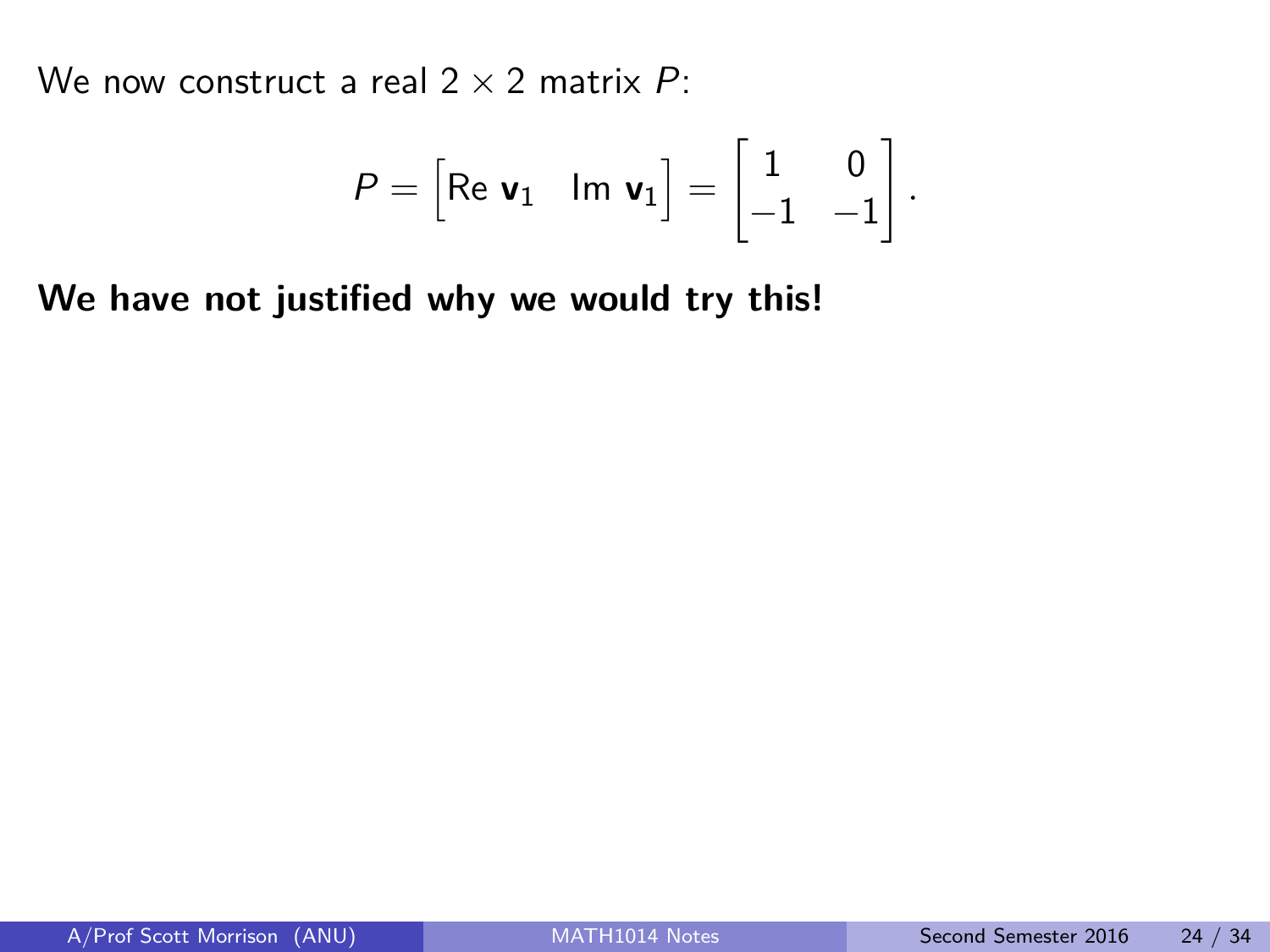We now construct a real $2 \times 2$ matrix $P$:

$$P = \begin{bmatrix} \text{Re } \mathbf{v}_1 & \text{Im } \mathbf{v}_1 \end{bmatrix} = \begin{bmatrix} 1 & 0 \\ -1 & -1 \end{bmatrix}.$$

**We have not justified why we would try this!**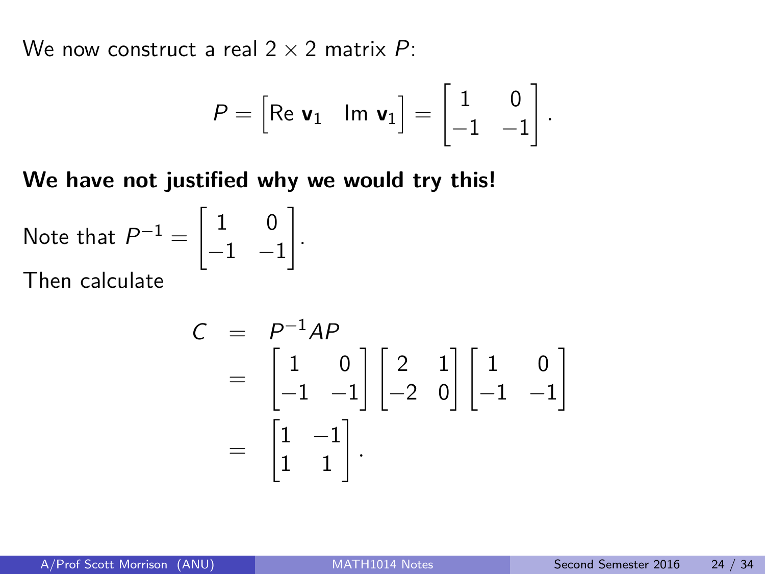We now construct a real $2 \times 2$ matrix $P$:

$$P = \begin{bmatrix} \text{Re } \mathbf{v}_1 & \text{Im } \mathbf{v}_1 \end{bmatrix} = \begin{bmatrix} 1 & 0 \\ -1 & -1 \end{bmatrix}.$$

**We have not justified why we would try this!**

Note that $P^{-1} = \begin{bmatrix} 1 & 0 \\ -1 & -1 \end{bmatrix}$.

Then calculate

$$\begin{aligned} C &= P^{-1}AP \\ &= \begin{bmatrix} 1 & 0 \\ -1 & -1 \end{bmatrix} \begin{bmatrix} 2 & 1 \\ -2 & 0 \end{bmatrix} \begin{bmatrix} 1 & 0 \\ -1 & -1 \end{bmatrix} \\ &= \begin{bmatrix} 1 & -1 \\ 1 & 1 \end{bmatrix}. \end{aligned}$$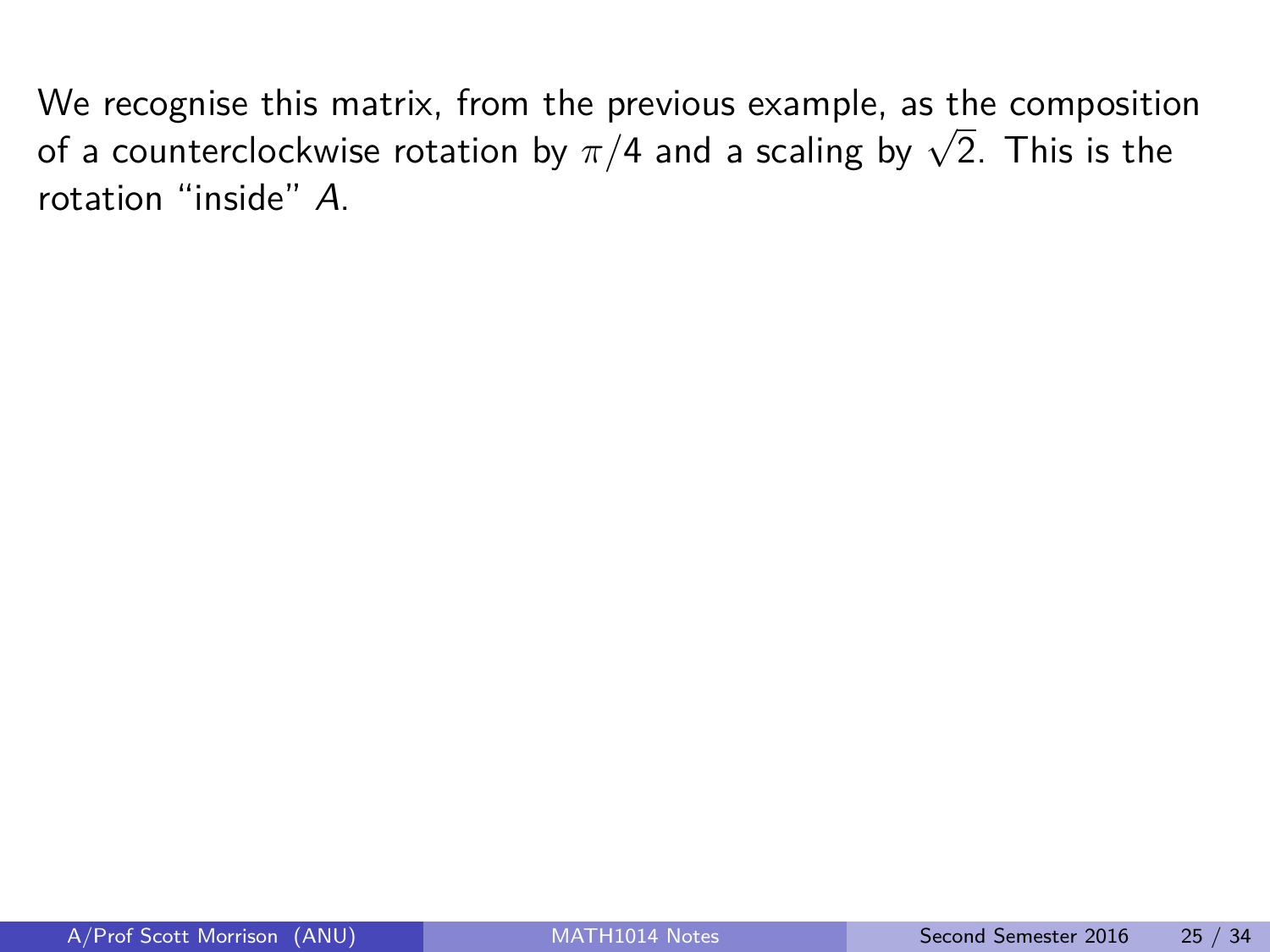We recognise this matrix, from the previous example, as the composition of a counterclockwise rotation by $\pi/4$ and a scaling by $\sqrt{2}$. This is the rotation "inside" $A$.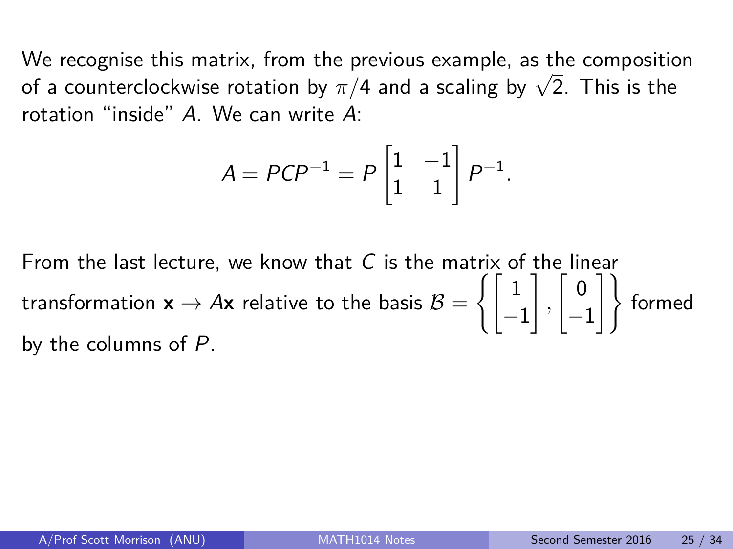We recognise this matrix, from the previous example, as the composition of a counterclockwise rotation by $\pi/4$ and a scaling by $\sqrt{2}$. This is the rotation "inside" $A$. We can write $A$:

$$A = PCP^{-1} = P \begin{bmatrix} 1 & -1 \\ 1 & 1 \end{bmatrix} P^{-1}.$$

From the last lecture, we know that $C$ is the matrix of the linear transformation $\mathbf{x} \to A\mathbf{x}$ relative to the basis $\mathcal{B} = \left\{ \begin{bmatrix} 1 \\ -1 \end{bmatrix}, \begin{bmatrix} 0 \\ -1 \end{bmatrix} \right\}$ formed by the columns of $P$.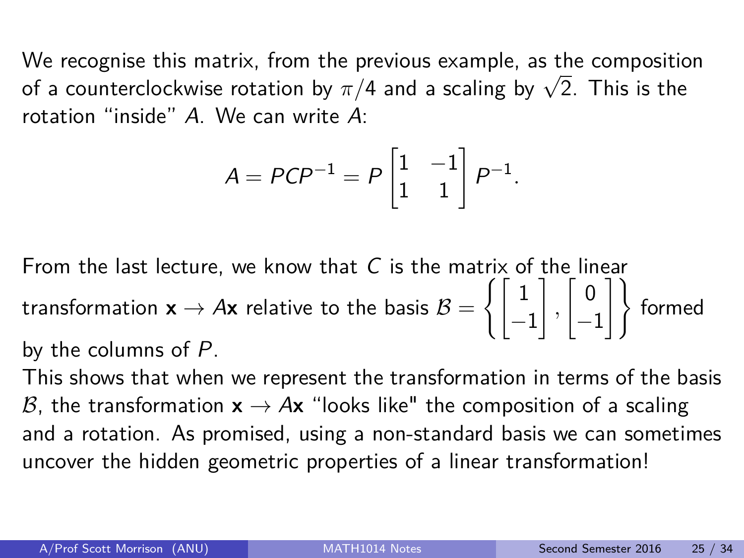We recognise this matrix, from the previous example, as the composition of a counterclockwise rotation by $\pi/4$ and a scaling by $\sqrt{2}$. This is the rotation "inside" $A$. We can write $A$:

$$A = PCP^{-1} = P \begin{bmatrix} 1 & -1 \\ 1 & 1 \end{bmatrix} P^{-1}.$$

From the last lecture, we know that $C$ is the matrix of the linear transformation $\mathbf{x} \to A\mathbf{x}$ relative to the basis $\mathcal{B} = \left\{ \begin{bmatrix} 1 \\ -1 \end{bmatrix}, \begin{bmatrix} 0 \\ -1 \end{bmatrix} \right\}$ formed by the columns of $P$.

This shows that when we represent the transformation in terms of the basis $\mathcal{B}$, the transformation $\mathbf{x} \to A\mathbf{x}$ "looks like" the composition of a scaling and a rotation. As promised, using a non-standard basis we can sometimes uncover the hidden geometric properties of a linear transformation!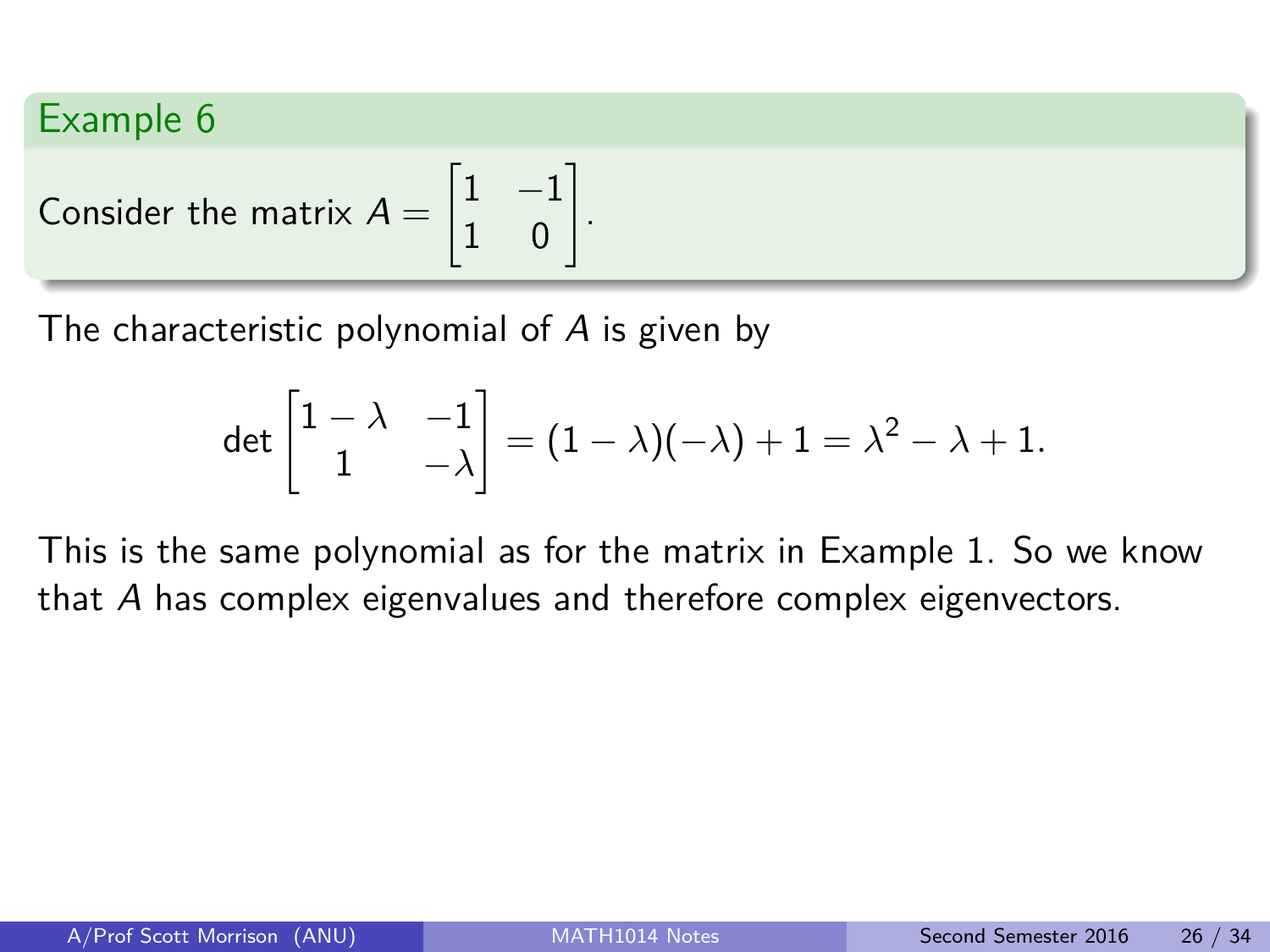### Example 6

Consider the matrix $A = \begin{bmatrix} 1 & -1 \\ 1 & 0 \end{bmatrix}$.

The characteristic polynomial of $A$ is given by

$$\det \begin{bmatrix} 1-\lambda & -1 \\ 1 & -\lambda \end{bmatrix} = (1-\lambda)(-\lambda) + 1 = \lambda^2 - \lambda + 1.$$

This is the same polynomial as for the matrix in Example 1. So we know that $A$ has complex eigenvalues and therefore complex eigenvectors.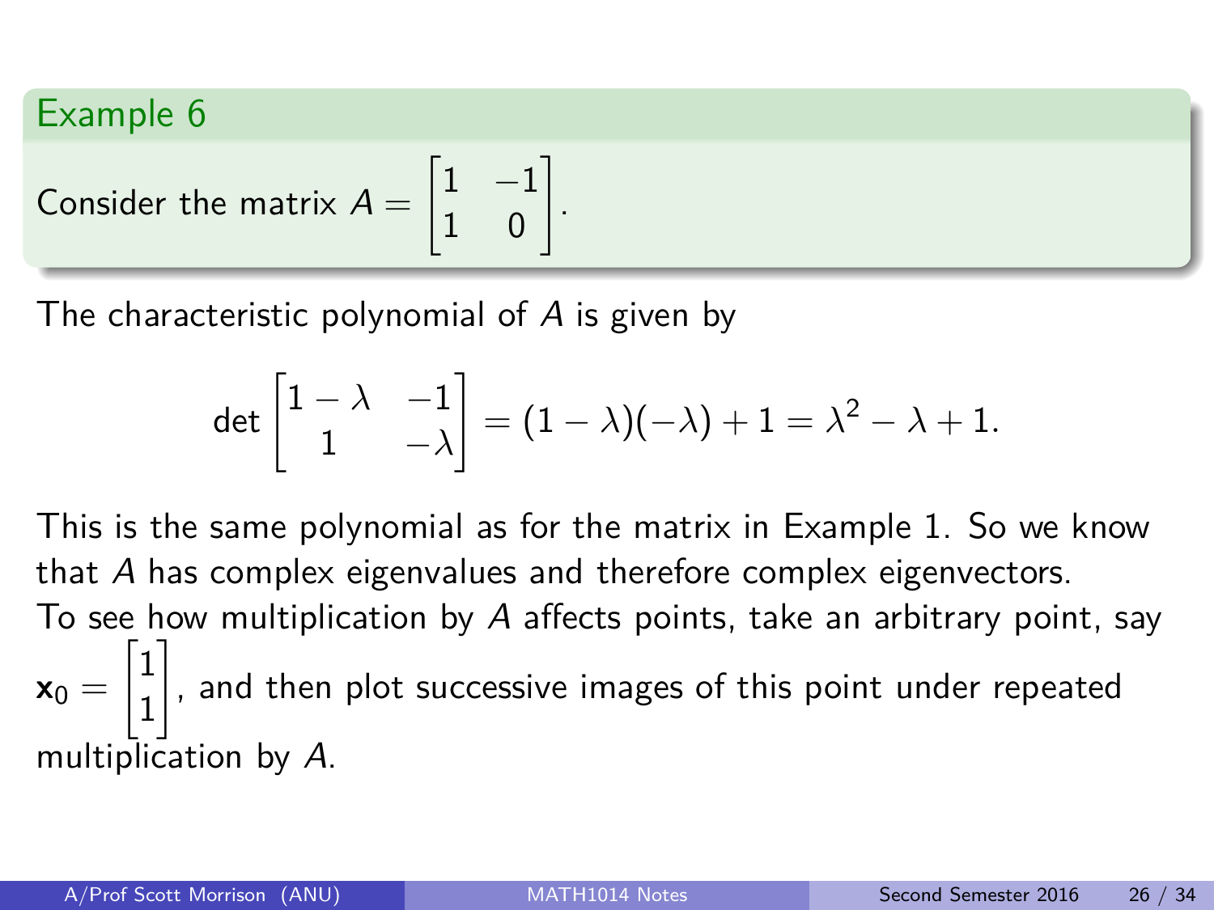### Example 6

Consider the matrix $A = \begin{bmatrix} 1 & -1 \\ 1 & 0 \end{bmatrix}$.

The characteristic polynomial of $A$ is given by

$$\det \begin{bmatrix} 1-\lambda & -1 \\ 1 & -\lambda \end{bmatrix} = (1-\lambda)(-\lambda) + 1 = \lambda^2 - \lambda + 1.$$

This is the same polynomial as for the matrix in Example 1. So we know that $A$ has complex eigenvalues and therefore complex eigenvectors.

To see how multiplication by $A$ affects points, take an arbitrary point, say $\mathbf{x}_0 = \begin{bmatrix} 1 \\ 1 \end{bmatrix}$, and then plot successive images of this point under repeated multiplication by $A$.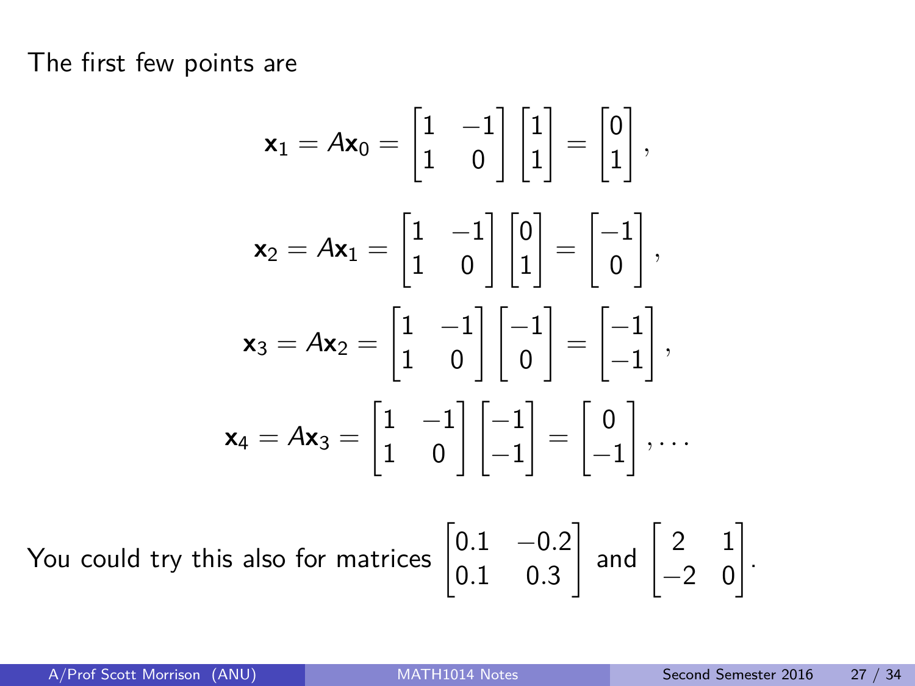The first few points are

$$\mathbf{x}_1 = A\mathbf{x}_0 = \begin{bmatrix} 1 & -1 \\ 1 & 0 \end{bmatrix} \begin{bmatrix} 1 \\ 1 \end{bmatrix} = \begin{bmatrix} 0 \\ 1 \end{bmatrix},$$

$$\mathbf{x}_2 = A\mathbf{x}_1 = \begin{bmatrix} 1 & -1 \\ 1 & 0 \end{bmatrix} \begin{bmatrix} 0 \\ 1 \end{bmatrix} = \begin{bmatrix} -1 \\ 0 \end{bmatrix},$$

$$\mathbf{x}_3 = A\mathbf{x}_2 = \begin{bmatrix} 1 & -1 \\ 1 & 0 \end{bmatrix} \begin{bmatrix} -1 \\ 0 \end{bmatrix} = \begin{bmatrix} -1 \\ -1 \end{bmatrix},$$

$$\mathbf{x}_4 = A\mathbf{x}_3 = \begin{bmatrix} 1 & -1 \\ 1 & 0 \end{bmatrix} \begin{bmatrix} -1 \\ -1 \end{bmatrix} = \begin{bmatrix} 0 \\ -1 \end{bmatrix}, \ldots$$

You could try this also for matrices $\begin{bmatrix} 0.1 & -0.2 \\ 0.1 & 0.3 \end{bmatrix}$ and $\begin{bmatrix} 2 & 1 \\ -2 & 0 \end{bmatrix}$.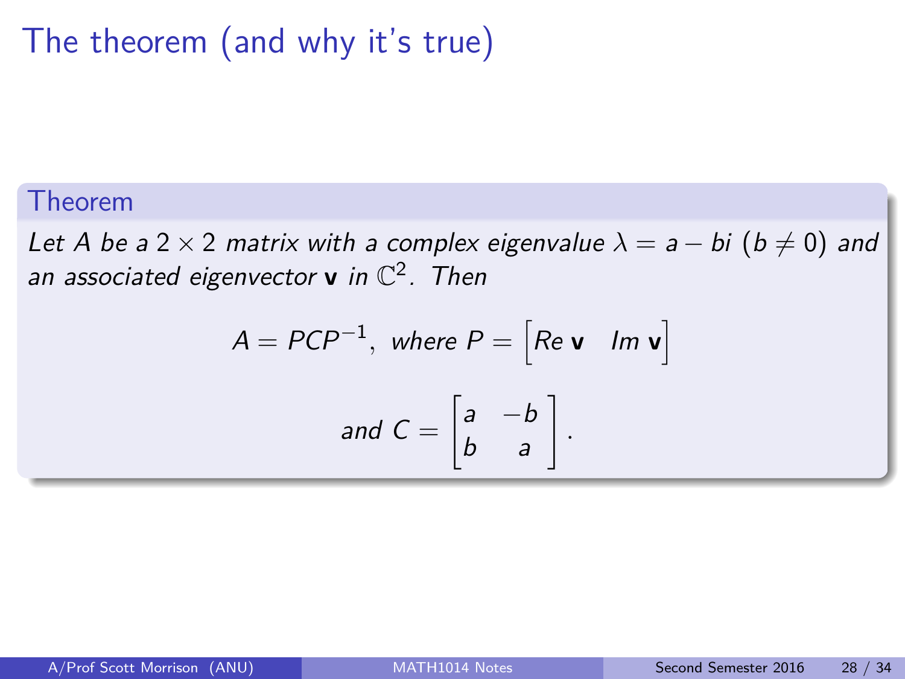# The theorem (and why it's true)

**Theorem**

*Let $A$ be a $2 \times 2$ matrix with a complex eigenvalue $\lambda = a - bi$ ($b \neq 0$) and an associated eigenvector $\mathbf{v}$ in $\mathbb{C}^2$. Then*

$$A = PCP^{-1}, \text{ where } P = \begin{bmatrix} Re\, \mathbf{v} & Im\, \mathbf{v} \end{bmatrix}$$

$$\text{and } C = \begin{bmatrix} a & -b \\ b & a \end{bmatrix}.$$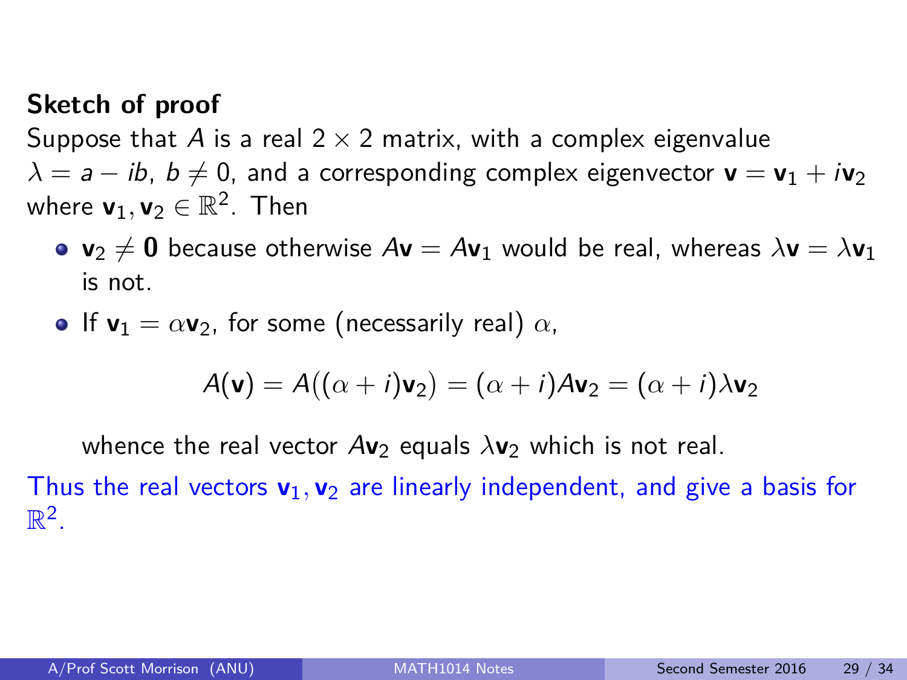**Sketch of proof**

Suppose that $A$ is a real $2 \times 2$ matrix, with a complex eigenvalue $\lambda = a - ib$, $b \neq 0$, and a corresponding complex eigenvector $\mathbf{v} = \mathbf{v}_1 + i\mathbf{v}_2$ where $\mathbf{v}_1, \mathbf{v}_2 \in \mathbb{R}^2$. Then

- $\mathbf{v}_2 \neq \mathbf{0}$ because otherwise $A\mathbf{v} = A\mathbf{v}_1$ would be real, whereas $\lambda\mathbf{v} = \lambda\mathbf{v}_1$ is not.
- If $\mathbf{v}_1 = \alpha\mathbf{v}_2$, for some (necessarily real) $\alpha$,

$$A(\mathbf{v}) = A((\alpha + i)\mathbf{v}_2) = (\alpha + i)A\mathbf{v}_2 = (\alpha + i)\lambda\mathbf{v}_2$$

  whence the real vector $A\mathbf{v}_2$ equals $\lambda\mathbf{v}_2$ which is not real.

Thus the real vectors $\mathbf{v}_1, \mathbf{v}_2$ are linearly independent, and give a basis for $\mathbb{R}^2$.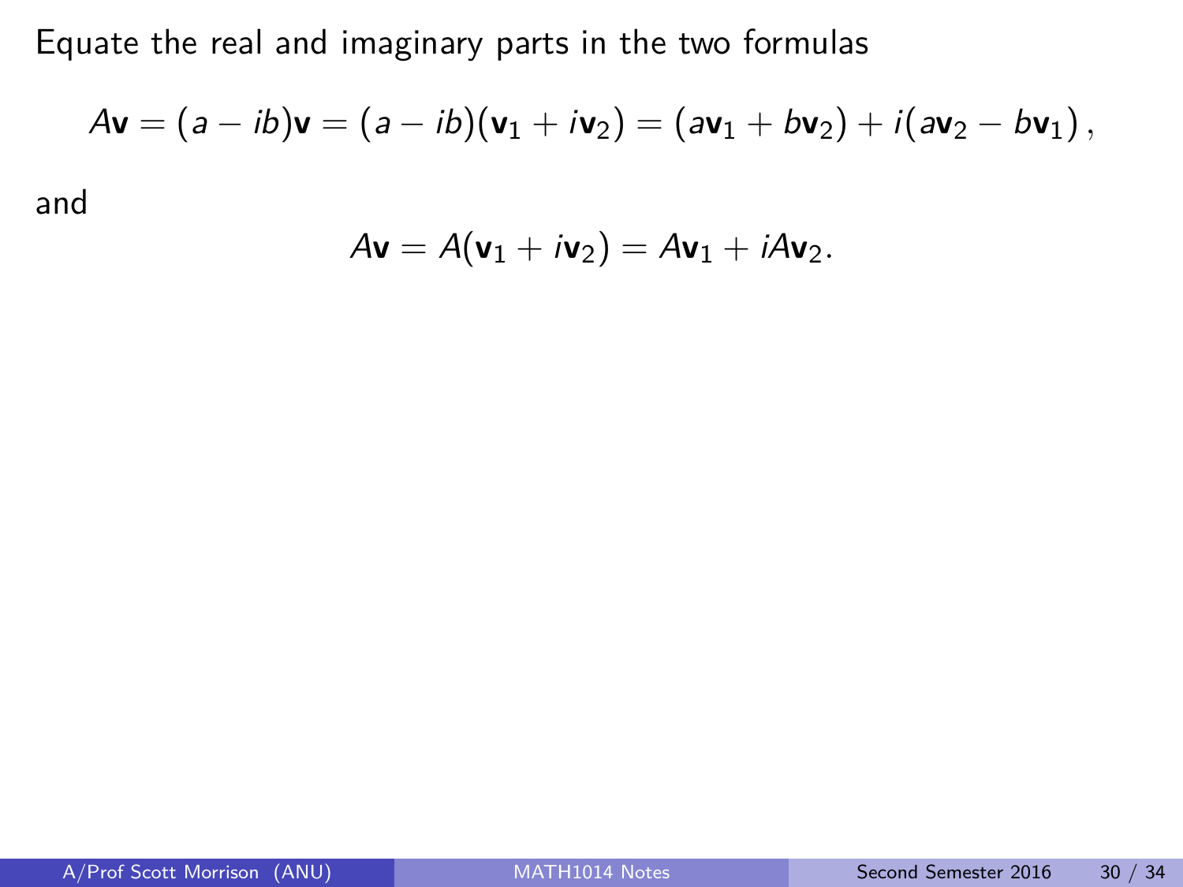Equate the real and imaginary parts in the two formulas

$$A\mathbf{v} = (a - ib)\mathbf{v} = (a - ib)(\mathbf{v}_1 + i\mathbf{v}_2) = (a\mathbf{v}_1 + b\mathbf{v}_2) + i(a\mathbf{v}_2 - b\mathbf{v}_1)\,,$$

and

$$A\mathbf{v} = A(\mathbf{v}_1 + i\mathbf{v}_2) = A\mathbf{v}_1 + iA\mathbf{v}_2.$$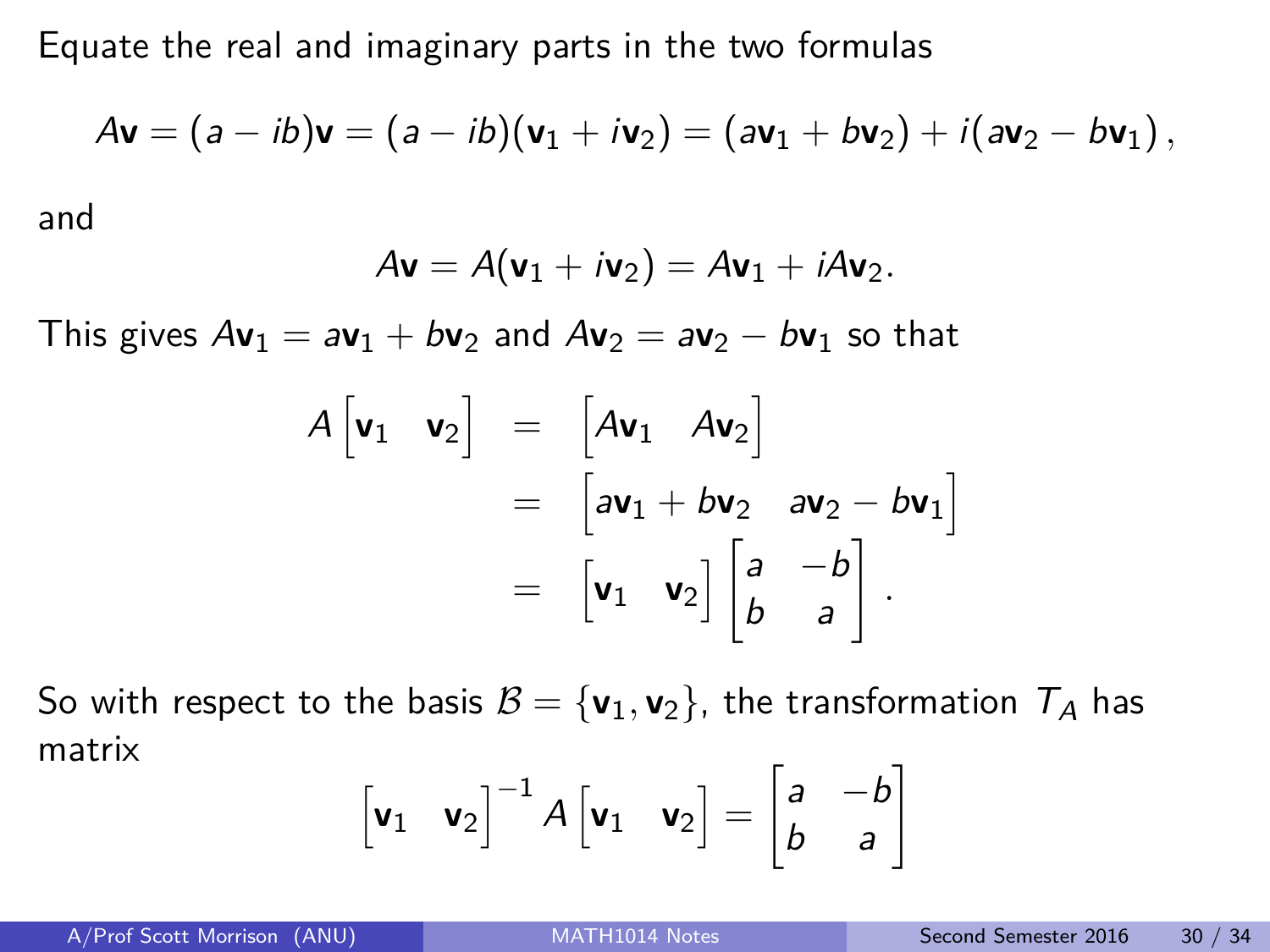Equate the real and imaginary parts in the two formulas

$$A\mathbf{v} = (a - ib)\mathbf{v} = (a - ib)(\mathbf{v}_1 + i\mathbf{v}_2) = (a\mathbf{v}_1 + b\mathbf{v}_2) + i(a\mathbf{v}_2 - b\mathbf{v}_1),$$

and

$$A\mathbf{v} = A(\mathbf{v}_1 + i\mathbf{v}_2) = A\mathbf{v}_1 + iA\mathbf{v}_2.$$

This gives $A\mathbf{v}_1 = a\mathbf{v}_1 + b\mathbf{v}_2$ and $A\mathbf{v}_2 = a\mathbf{v}_2 - b\mathbf{v}_1$ so that

$$\begin{aligned} A\begin{bmatrix}\mathbf{v}_1 & \mathbf{v}_2\end{bmatrix} &= \begin{bmatrix}A\mathbf{v}_1 & A\mathbf{v}_2\end{bmatrix} \\ &= \begin{bmatrix}a\mathbf{v}_1 + b\mathbf{v}_2 & a\mathbf{v}_2 - b\mathbf{v}_1\end{bmatrix} \\ &= \begin{bmatrix}\mathbf{v}_1 & \mathbf{v}_2\end{bmatrix}\begin{bmatrix}a & -b \\ b & a\end{bmatrix}. \end{aligned}$$

So with respect to the basis $\mathcal{B} = \{\mathbf{v}_1, \mathbf{v}_2\}$, the transformation $T_A$ has matrix

$$\begin{bmatrix}\mathbf{v}_1 & \mathbf{v}_2\end{bmatrix}^{-1} A \begin{bmatrix}\mathbf{v}_1 & \mathbf{v}_2\end{bmatrix} = \begin{bmatrix}a & -b \\ b & a\end{bmatrix}$$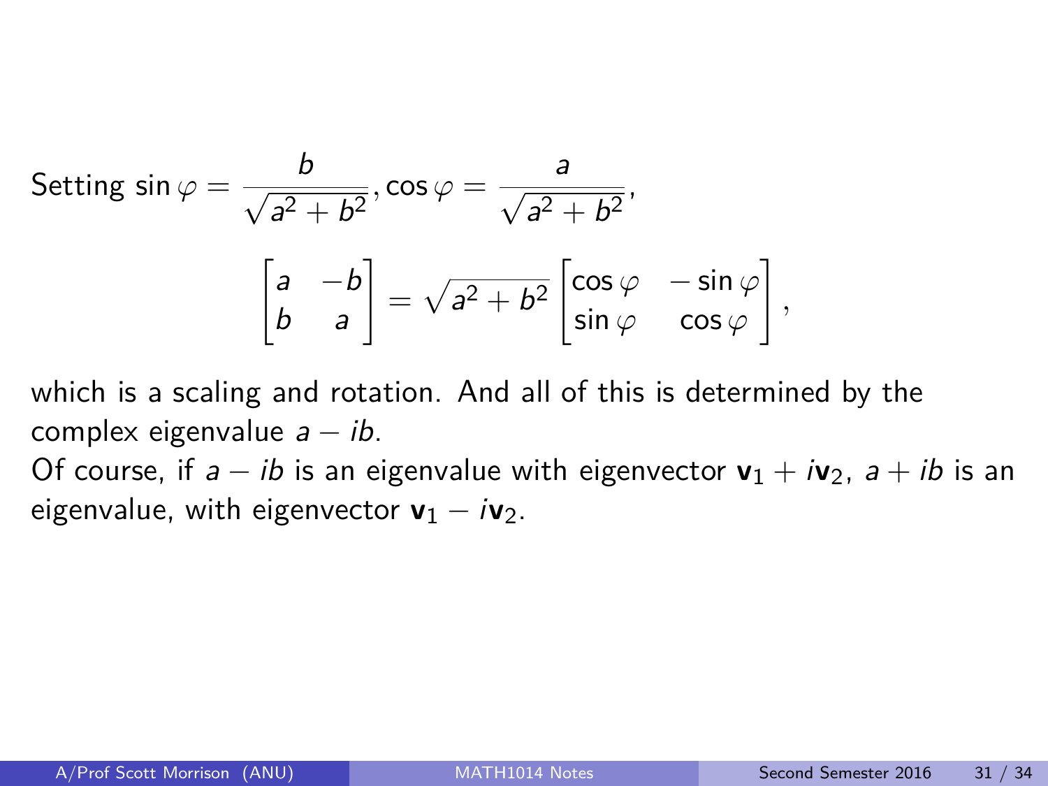Setting $\sin\varphi = \dfrac{b}{\sqrt{a^2+b^2}}, \cos\varphi = \dfrac{a}{\sqrt{a^2+b^2}}$,

$$\begin{bmatrix} a & -b \\ b & a \end{bmatrix} = \sqrt{a^2+b^2} \begin{bmatrix} \cos\varphi & -\sin\varphi \\ \sin\varphi & \cos\varphi \end{bmatrix},$$

which is a scaling and rotation. And all of this is determined by the complex eigenvalue $a - ib$.

Of course, if $a - ib$ is an eigenvalue with eigenvector $\mathbf{v}_1 + i\mathbf{v}_2$, $a + ib$ is an eigenvalue, with eigenvector $\mathbf{v}_1 - i\mathbf{v}_2$.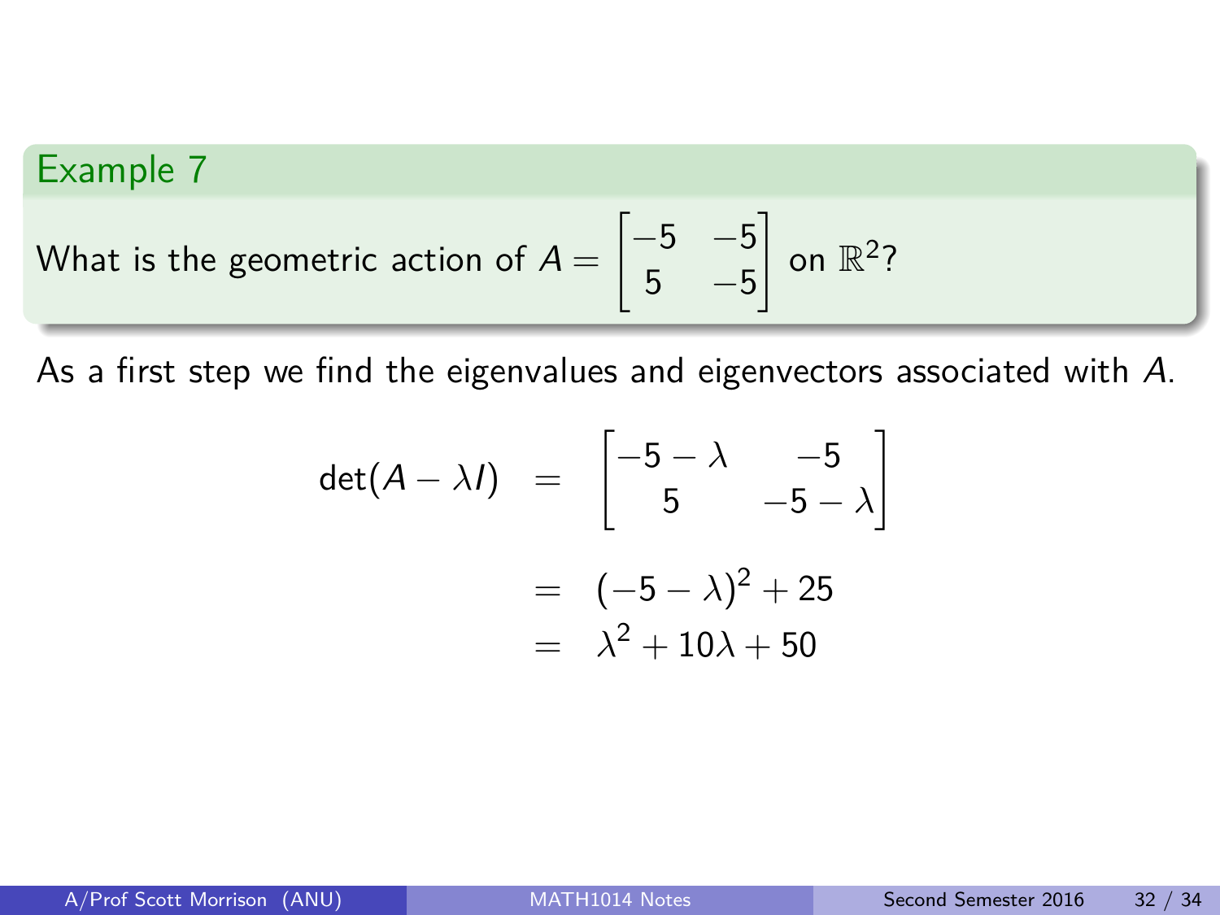## Example 7

What is the geometric action of $A = \begin{bmatrix} -5 & -5 \\ 5 & -5 \end{bmatrix}$ on $\mathbb{R}^2$?

As a first step we find the eigenvalues and eigenvectors associated with $A$.

$$
\begin{aligned}
\det(A - \lambda I) &= \begin{bmatrix} -5-\lambda & -5 \\ 5 & -5-\lambda \end{bmatrix} \\
&= (-5-\lambda)^2 + 25 \\
&= \lambda^2 + 10\lambda + 50
\end{aligned}
$$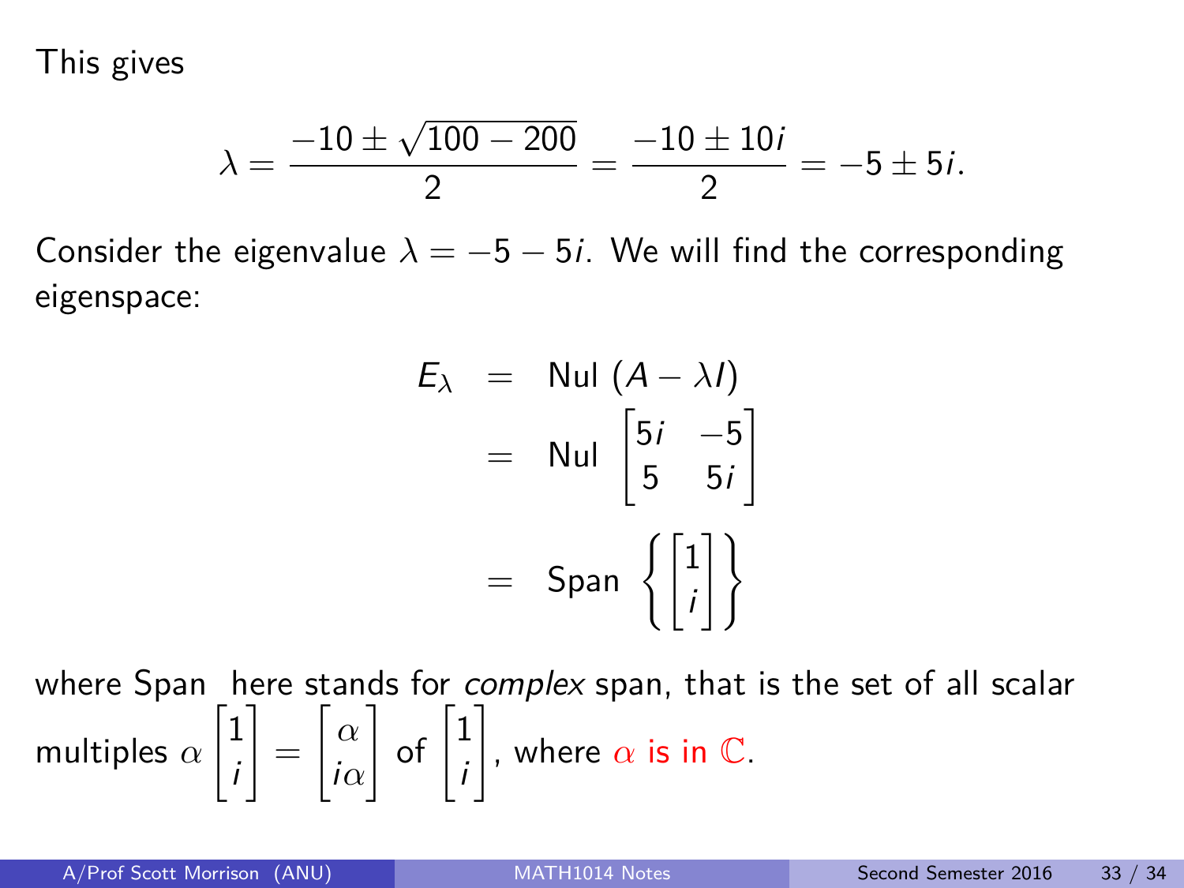This gives

$$\lambda = \frac{-10 \pm \sqrt{100 - 200}}{2} = \frac{-10 \pm 10i}{2} = -5 \pm 5i.$$

Consider the eigenvalue $\lambda = -5 - 5i$. We will find the corresponding eigenspace:

$$\begin{aligned} E_\lambda &= \text{Nul } (A - \lambda I) \\ &= \text{Nul } \begin{bmatrix} 5i & -5 \\ 5 & 5i \end{bmatrix} \\ &= \text{Span } \left\{ \begin{bmatrix} 1 \\ i \end{bmatrix} \right\} \end{aligned}$$

where Span here stands for *complex* span, that is the set of all scalar multiples $\alpha \begin{bmatrix} 1 \\ i \end{bmatrix} = \begin{bmatrix} \alpha \\ i\alpha \end{bmatrix}$ of $\begin{bmatrix} 1 \\ i \end{bmatrix}$, where $\alpha$ is in $\mathbb{C}$.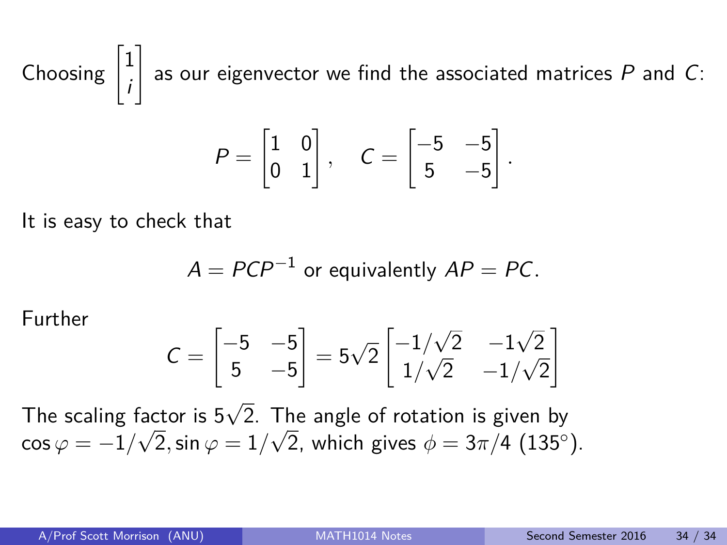Choosing $\begin{bmatrix} 1 \\ i \end{bmatrix}$ as our eigenvector we find the associated matrices $P$ and $C$:

$$P = \begin{bmatrix} 1 & 0 \\ 0 & 1 \end{bmatrix}, \quad C = \begin{bmatrix} -5 & -5 \\ 5 & -5 \end{bmatrix}.$$

It is easy to check that

$$A = PCP^{-1} \text{ or equivalently } AP = PC.$$

Further

$$C = \begin{bmatrix} -5 & -5 \\ 5 & -5 \end{bmatrix} = 5\sqrt{2} \begin{bmatrix} -1/\sqrt{2} & -1\sqrt{2} \\ 1/\sqrt{2} & -1/\sqrt{2} \end{bmatrix}$$

The scaling factor is $5\sqrt{2}$. The angle of rotation is given by $\cos\varphi = -1/\sqrt{2}, \sin\varphi = 1/\sqrt{2}$, which gives $\phi = 3\pi/4$ ($135^\circ$).